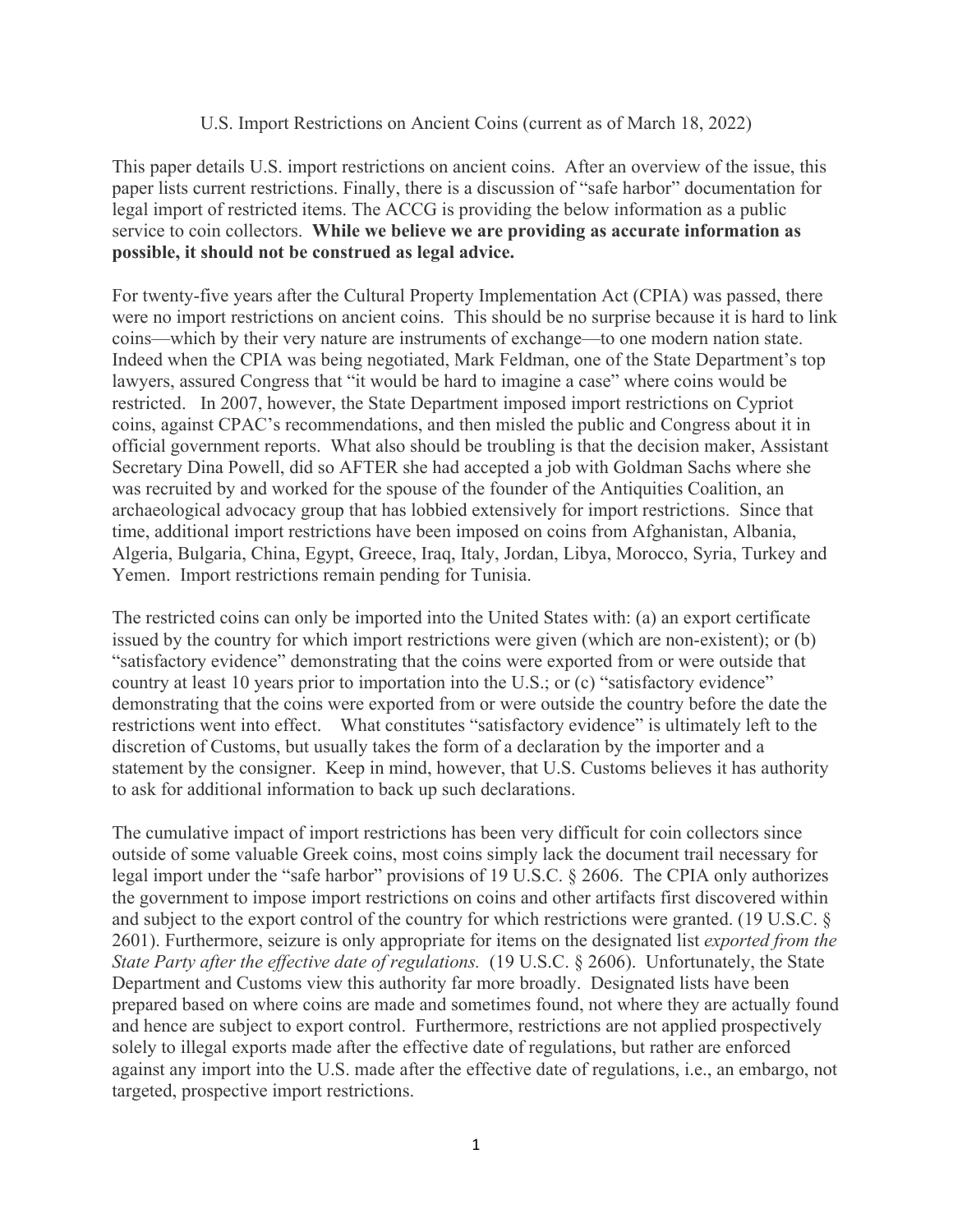# U.S. Import Restrictions on Ancient Coins (current as of March 18, 2022)

This paper details U.S. import restrictions on ancient coins. After an overview of the issue, this paper lists current restrictions. Finally, there is a discussion of "safe harbor" documentation for legal import of restricted items. The ACCG is providing the below information as a public service to coin collectors. **While we believe we are providing as accurate information as possible, it should not be construed as legal advice.**

For twenty-five years after the Cultural Property Implementation Act (CPIA) was passed, there were no import restrictions on ancient coins. This should be no surprise because it is hard to link coins—which by their very nature are instruments of exchange—to one modern nation state. Indeed when the CPIA was being negotiated, Mark Feldman, one of the State Department's top lawyers, assured Congress that "it would be hard to imagine a case" where coins would be restricted. In 2007, however, the State Department imposed import restrictions on Cypriot coins, against CPAC's recommendations, and then misled the public and Congress about it in official government reports. What also should be troubling is that the decision maker, Assistant Secretary Dina Powell, did so AFTER she had accepted a job with Goldman Sachs where she was recruited by and worked for the spouse of the founder of the Antiquities Coalition, an archaeological advocacy group that has lobbied extensively for import restrictions. Since that time, additional import restrictions have been imposed on coins from Afghanistan, Albania, Algeria, Bulgaria, China, Egypt, Greece, Iraq, Italy, Jordan, Libya, Morocco, Syria, Turkey and Yemen. Import restrictions remain pending for Tunisia.

The restricted coins can only be imported into the United States with: (a) an export certificate issued by the country for which import restrictions were given (which are non-existent); or (b) "satisfactory evidence" demonstrating that the coins were exported from or were outside that country at least 10 years prior to importation into the U.S.; or (c) "satisfactory evidence" demonstrating that the coins were exported from or were outside the country before the date the restrictions went into effect. What constitutes "satisfactory evidence" is ultimately left to the discretion of Customs, but usually takes the form of a declaration by the importer and a statement by the consigner. Keep in mind, however, that U.S. Customs believes it has authority to ask for additional information to back up such declarations.

The cumulative impact of import restrictions has been very difficult for coin collectors since outside of some valuable Greek coins, most coins simply lack the document trail necessary for legal import under the "safe harbor" provisions of 19 U.S.C. § 2606. The CPIA only authorizes the government to impose import restrictions on coins and other artifacts first discovered within and subject to the export control of the country for which restrictions were granted. (19 U.S.C. § 2601). Furthermore, seizure is only appropriate for items on the designated list *exported from the State Party after the effective date of regulations.* (19 U.S.C. § 2606). Unfortunately, the State Department and Customs view this authority far more broadly. Designated lists have been prepared based on where coins are made and sometimes found, not where they are actually found and hence are subject to export control. Furthermore, restrictions are not applied prospectively solely to illegal exports made after the effective date of regulations, but rather are enforced against any import into the U.S. made after the effective date of regulations, i.e., an embargo, not targeted, prospective import restrictions.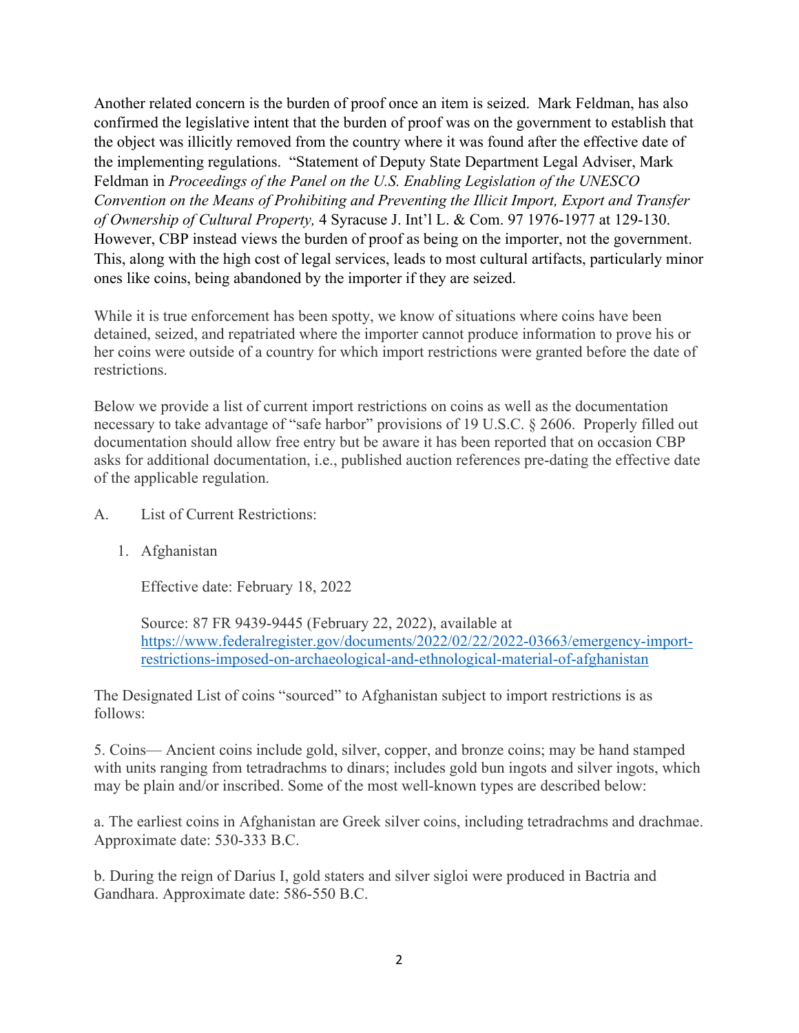Another related concern is the burden of proof once an item is seized. Mark Feldman, has also confirmed the legislative intent that the burden of proof was on the government to establish that the object was illicitly removed from the country where it was found after the effective date of the implementing regulations. "Statement of Deputy State Department Legal Adviser, Mark Feldman in *Proceedings of the Panel on the U.S. Enabling Legislation of the UNESCO Convention on the Means of Prohibiting and Preventing the Illicit Import, Export and Transfer of Ownership of Cultural Property,* 4 Syracuse J. Int'l L. & Com. 97 1976-1977 at 129-130. However, CBP instead views the burden of proof as being on the importer, not the government. This, along with the high cost of legal services, leads to most cultural artifacts, particularly minor ones like coins, being abandoned by the importer if they are seized.

While it is true enforcement has been spotty, we know of situations where coins have been detained, seized, and repatriated where the importer cannot produce information to prove his or her coins were outside of a country for which import restrictions were granted before the date of restrictions.

Below we provide a list of current import restrictions on coins as well as the documentation necessary to take advantage of "safe harbor" provisions of 19 U.S.C. § 2606. Properly filled out documentation should allow free entry but be aware it has been reported that on occasion CBP asks for additional documentation, i.e., published auction references pre-dating the effective date of the applicable regulation.

A. List of Current Restrictions:

1. Afghanistan

   Effective date: February 18, 2022

   Source: 87 FR 9439-9445 (February 22, 2022), available at https://www.federalregister.gov/documents/2022/02/22/2022-03663/emergency-import-restrictions-imposed-on-archaeological-and-ethnological-material-of-afghanistan

The Designated List of coins "sourced" to Afghanistan subject to import restrictions is as follows:

5. Coins— Ancient coins include gold, silver, copper, and bronze coins; may be hand stamped with units ranging from tetradrachms to dinars; includes gold bun ingots and silver ingots, which may be plain and/or inscribed. Some of the most well-known types are described below:

a. The earliest coins in Afghanistan are Greek silver coins, including tetradrachms and drachmae. Approximate date: 530-333 B.C.

b. During the reign of Darius I, gold staters and silver sigloi were produced in Bactria and Gandhara. Approximate date: 586-550 B.C.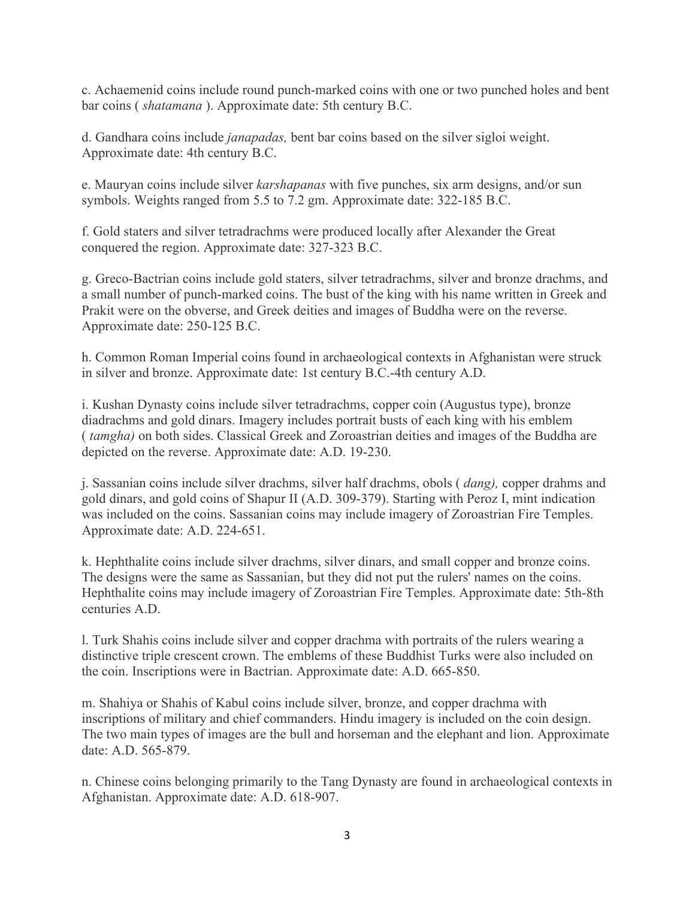c. Achaemenid coins include round punch-marked coins with one or two punched holes and bent bar coins ( *shatamana* ). Approximate date: 5th century B.C.

d. Gandhara coins include *janapadas,* bent bar coins based on the silver sigloi weight. Approximate date: 4th century B.C.

e. Mauryan coins include silver *karshapanas* with five punches, six arm designs, and/or sun symbols. Weights ranged from 5.5 to 7.2 gm. Approximate date: 322-185 B.C.

f. Gold staters and silver tetradrachms were produced locally after Alexander the Great conquered the region. Approximate date: 327-323 B.C.

g. Greco-Bactrian coins include gold staters, silver tetradrachms, silver and bronze drachms, and a small number of punch-marked coins. The bust of the king with his name written in Greek and Prakit were on the obverse, and Greek deities and images of Buddha were on the reverse. Approximate date: 250-125 B.C.

h. Common Roman Imperial coins found in archaeological contexts in Afghanistan were struck in silver and bronze. Approximate date: 1st century B.C.-4th century A.D.

i. Kushan Dynasty coins include silver tetradrachms, copper coin (Augustus type), bronze diadrachms and gold dinars. Imagery includes portrait busts of each king with his emblem ( *tamgha)* on both sides. Classical Greek and Zoroastrian deities and images of the Buddha are depicted on the reverse. Approximate date: A.D. 19-230.

j. Sassanian coins include silver drachms, silver half drachms, obols ( *dang),* copper drahms and gold dinars, and gold coins of Shapur II (A.D. 309-379). Starting with Peroz I, mint indication was included on the coins. Sassanian coins may include imagery of Zoroastrian Fire Temples. Approximate date: A.D. 224-651.

k. Hephthalite coins include silver drachms, silver dinars, and small copper and bronze coins. The designs were the same as Sassanian, but they did not put the rulers' names on the coins. Hephthalite coins may include imagery of Zoroastrian Fire Temples. Approximate date: 5th-8th centuries A.D.

l. Turk Shahis coins include silver and copper drachma with portraits of the rulers wearing a distinctive triple crescent crown. The emblems of these Buddhist Turks were also included on the coin. Inscriptions were in Bactrian. Approximate date: A.D. 665-850.

m. Shahiya or Shahis of Kabul coins include silver, bronze, and copper drachma with inscriptions of military and chief commanders. Hindu imagery is included on the coin design. The two main types of images are the bull and horseman and the elephant and lion. Approximate date: A.D. 565-879.

n. Chinese coins belonging primarily to the Tang Dynasty are found in archaeological contexts in Afghanistan. Approximate date: A.D. 618-907.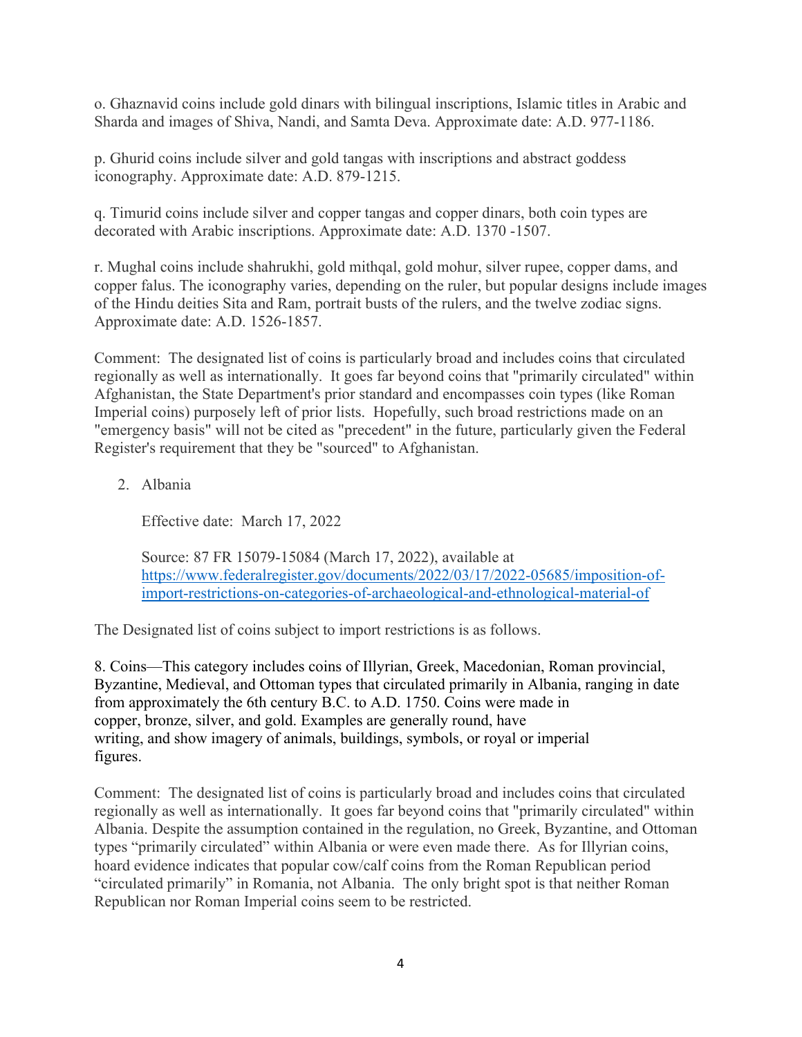o. Ghaznavid coins include gold dinars with bilingual inscriptions, Islamic titles in Arabic and Sharda and images of Shiva, Nandi, and Samta Deva. Approximate date: A.D. 977-1186.

p. Ghurid coins include silver and gold tangas with inscriptions and abstract goddess iconography. Approximate date: A.D. 879-1215.

q. Timurid coins include silver and copper tangas and copper dinars, both coin types are decorated with Arabic inscriptions. Approximate date: A.D. 1370 -1507.

r. Mughal coins include shahrukhi, gold mithqal, gold mohur, silver rupee, copper dams, and copper falus. The iconography varies, depending on the ruler, but popular designs include images of the Hindu deities Sita and Ram, portrait busts of the rulers, and the twelve zodiac signs. Approximate date: A.D. 1526-1857.

Comment: The designated list of coins is particularly broad and includes coins that circulated regionally as well as internationally. It goes far beyond coins that "primarily circulated" within Afghanistan, the State Department's prior standard and encompasses coin types (like Roman Imperial coins) purposely left of prior lists. Hopefully, such broad restrictions made on an "emergency basis" will not be cited as "precedent" in the future, particularly given the Federal Register's requirement that they be "sourced" to Afghanistan.

2. Albania

   Effective date: March 17, 2022

   Source: 87 FR 15079-15084 (March 17, 2022), available at [https://www.federalregister.gov/documents/2022/03/17/2022-05685/imposition-of-import-restrictions-on-categories-of-archaeological-and-ethnological-material-of](https://www.federalregister.gov/documents/2022/03/17/2022-05685/imposition-of-import-restrictions-on-categories-of-archaeological-and-ethnological-material-of)

The Designated list of coins subject to import restrictions is as follows.

8. Coins—This category includes coins of Illyrian, Greek, Macedonian, Roman provincial, Byzantine, Medieval, and Ottoman types that circulated primarily in Albania, ranging in date from approximately the 6th century B.C. to A.D. 1750. Coins were made in copper, bronze, silver, and gold. Examples are generally round, have writing, and show imagery of animals, buildings, symbols, or royal or imperial figures.

Comment: The designated list of coins is particularly broad and includes coins that circulated regionally as well as internationally. It goes far beyond coins that "primarily circulated" within Albania. Despite the assumption contained in the regulation, no Greek, Byzantine, and Ottoman types "primarily circulated" within Albania or were even made there. As for Illyrian coins, hoard evidence indicates that popular cow/calf coins from the Roman Republican period "circulated primarily" in Romania, not Albania. The only bright spot is that neither Roman Republican nor Roman Imperial coins seem to be restricted.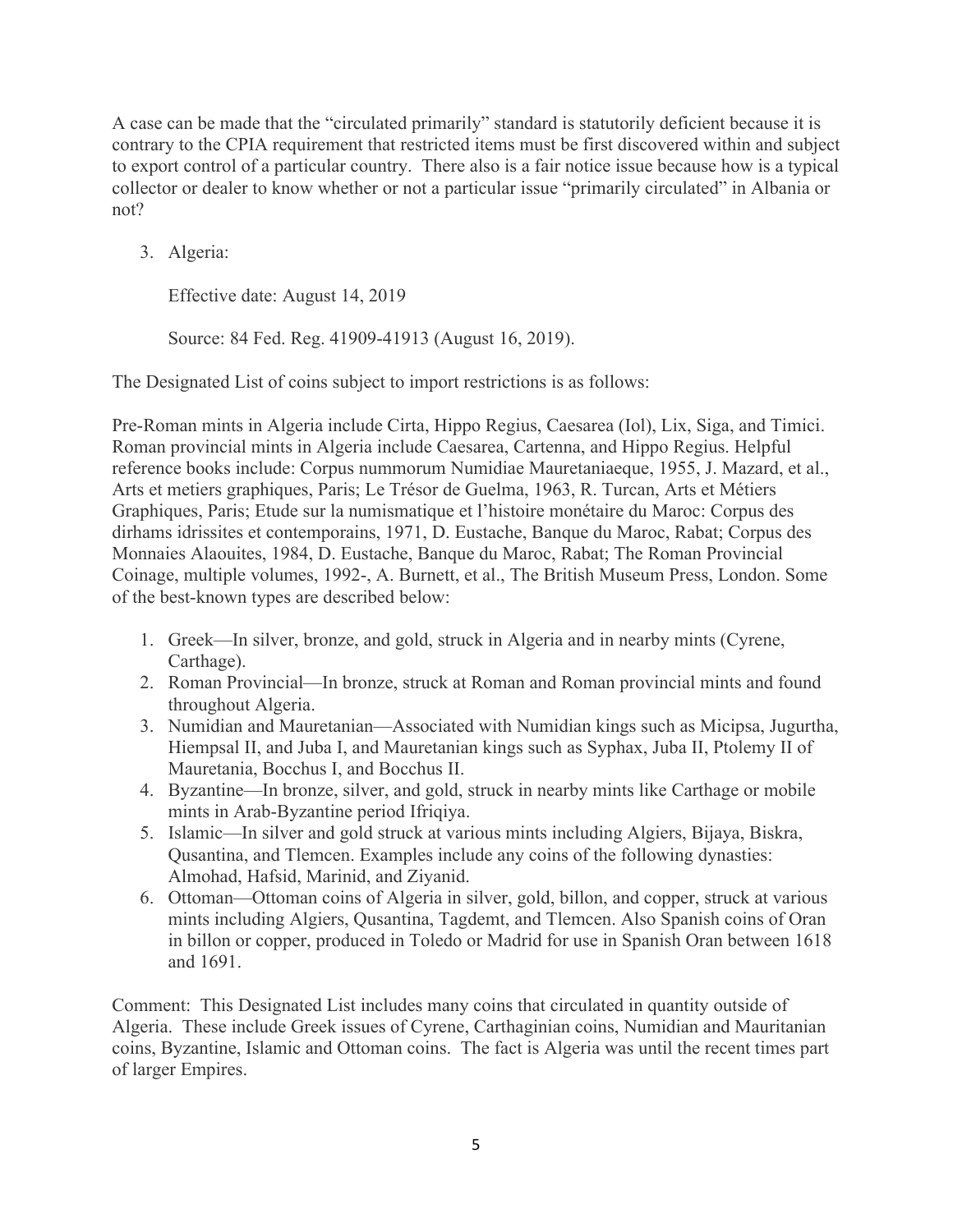A case can be made that the "circulated primarily" standard is statutorily deficient because it is contrary to the CPIA requirement that restricted items must be first discovered within and subject to export control of a particular country. There also is a fair notice issue because how is a typical collector or dealer to know whether or not a particular issue "primarily circulated" in Albania or not?

3. Algeria:

   Effective date: August 14, 2019

   Source: 84 Fed. Reg. 41909-41913 (August 16, 2019).

The Designated List of coins subject to import restrictions is as follows:

Pre-Roman mints in Algeria include Cirta, Hippo Regius, Caesarea (Iol), Lix, Siga, and Timici. Roman provincial mints in Algeria include Caesarea, Cartenna, and Hippo Regius. Helpful reference books include: Corpus nummorum Numidiae Mauretaniaeque, 1955, J. Mazard, et al., Arts et metiers graphiques, Paris; Le Trésor de Guelma, 1963, R. Turcan, Arts et Métiers Graphiques, Paris; Etude sur la numismatique et l'histoire monétaire du Maroc: Corpus des dirhams idrissites et contemporains, 1971, D. Eustache, Banque du Maroc, Rabat; Corpus des Monnaies Alaouites, 1984, D. Eustache, Banque du Maroc, Rabat; The Roman Provincial Coinage, multiple volumes, 1992-, A. Burnett, et al., The British Museum Press, London. Some of the best-known types are described below:

1. Greek—In silver, bronze, and gold, struck in Algeria and in nearby mints (Cyrene, Carthage).
2. Roman Provincial—In bronze, struck at Roman and Roman provincial mints and found throughout Algeria.
3. Numidian and Mauretanian—Associated with Numidian kings such as Micipsa, Jugurtha, Hiempsal II, and Juba I, and Mauretanian kings such as Syphax, Juba II, Ptolemy II of Mauretania, Bocchus I, and Bocchus II.
4. Byzantine—In bronze, silver, and gold, struck in nearby mints like Carthage or mobile mints in Arab-Byzantine period Ifriqiya.
5. Islamic—In silver and gold struck at various mints including Algiers, Bijaya, Biskra, Qusantina, and Tlemcen. Examples include any coins of the following dynasties: Almohad, Hafsid, Marinid, and Ziyanid.
6. Ottoman—Ottoman coins of Algeria in silver, gold, billon, and copper, struck at various mints including Algiers, Qusantina, Tagdemt, and Tlemcen. Also Spanish coins of Oran in billon or copper, produced in Toledo or Madrid for use in Spanish Oran between 1618 and 1691.

Comment: This Designated List includes many coins that circulated in quantity outside of Algeria. These include Greek issues of Cyrene, Carthaginian coins, Numidian and Mauritanian coins, Byzantine, Islamic and Ottoman coins. The fact is Algeria was until the recent times part of larger Empires.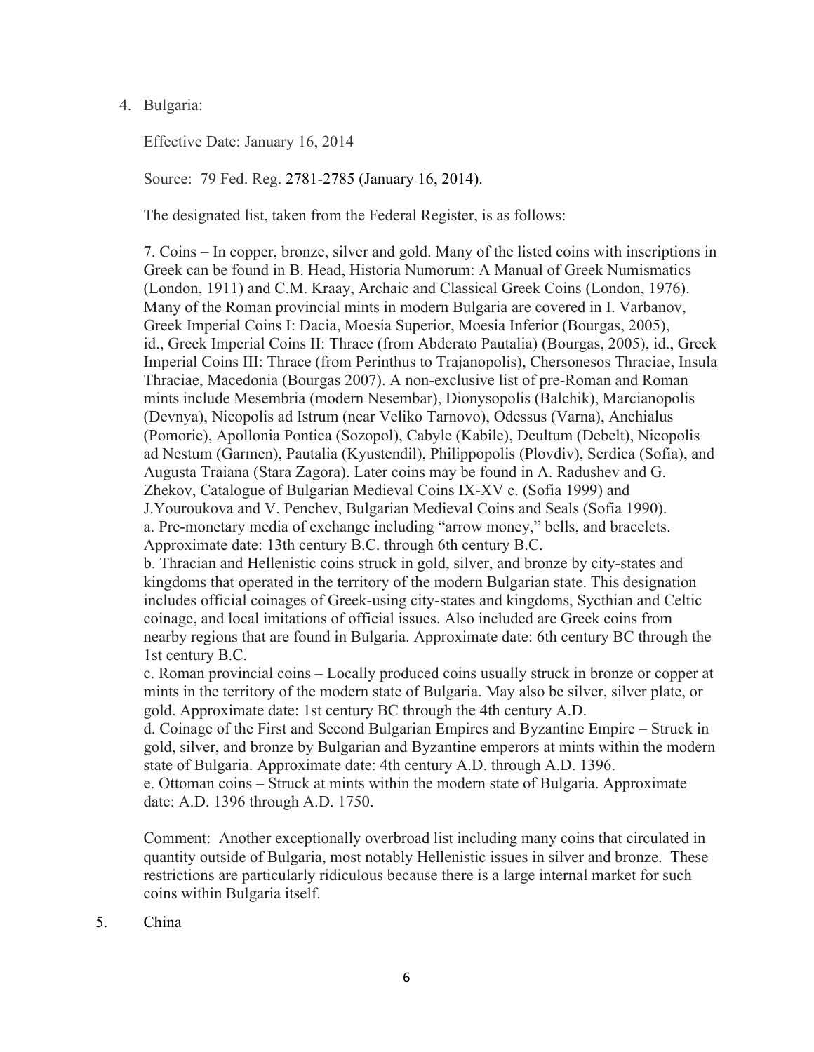4. Bulgaria:

   Effective Date: January 16, 2014

   Source: 79 Fed. Reg. 2781-2785 (January 16, 2014).

   The designated list, taken from the Federal Register, is as follows:

   7. Coins – In copper, bronze, silver and gold. Many of the listed coins with inscriptions in Greek can be found in B. Head, Historia Numorum: A Manual of Greek Numismatics (London, 1911) and C.M. Kraay, Archaic and Classical Greek Coins (London, 1976). Many of the Roman provincial mints in modern Bulgaria are covered in I. Varbanov, Greek Imperial Coins I: Dacia, Moesia Superior, Moesia Inferior (Bourgas, 2005), id., Greek Imperial Coins II: Thrace (from Abderato Pautalia) (Bourgas, 2005), id., Greek Imperial Coins III: Thrace (from Perinthus to Trajanopolis), Chersonesos Thraciae, Insula Thraciae, Macedonia (Bourgas 2007). A non-exclusive list of pre-Roman and Roman mints include Mesembria (modern Nesembar), Dionysopolis (Balchik), Marcianopolis (Devnya), Nicopolis ad Istrum (near Veliko Tarnovo), Odessus (Varna), Anchialus (Pomorie), Apollonia Pontica (Sozopol), Cabyle (Kabile), Deultum (Debelt), Nicopolis ad Nestum (Garmen), Pautalia (Kyustendil), Philippopolis (Plovdiv), Serdica (Sofia), and Augusta Traiana (Stara Zagora). Later coins may be found in A. Radushev and G. Zhekov, Catalogue of Bulgarian Medieval Coins IX-XV c. (Sofia 1999) and J.Youroukova and V. Penchev, Bulgarian Medieval Coins and Seals (Sofia 1990).
   a. Pre-monetary media of exchange including "arrow money," bells, and bracelets. Approximate date: 13th century B.C. through 6th century B.C.
   b. Thracian and Hellenistic coins struck in gold, silver, and bronze by city-states and kingdoms that operated in the territory of the modern Bulgarian state. This designation includes official coinages of Greek-using city-states and kingdoms, Sycthian and Celtic coinage, and local imitations of official issues. Also included are Greek coins from nearby regions that are found in Bulgaria. Approximate date: 6th century BC through the 1st century B.C.
   c. Roman provincial coins – Locally produced coins usually struck in bronze or copper at mints in the territory of the modern state of Bulgaria. May also be silver, silver plate, or gold. Approximate date: 1st century BC through the 4th century A.D.
   d. Coinage of the First and Second Bulgarian Empires and Byzantine Empire – Struck in gold, silver, and bronze by Bulgarian and Byzantine emperors at mints within the modern state of Bulgaria. Approximate date: 4th century A.D. through A.D. 1396.
   e. Ottoman coins – Struck at mints within the modern state of Bulgaria. Approximate date: A.D. 1396 through A.D. 1750.

   Comment: Another exceptionally overbroad list including many coins that circulated in quantity outside of Bulgaria, most notably Hellenistic issues in silver and bronze. These restrictions are particularly ridiculous because there is a large internal market for such coins within Bulgaria itself.

5. China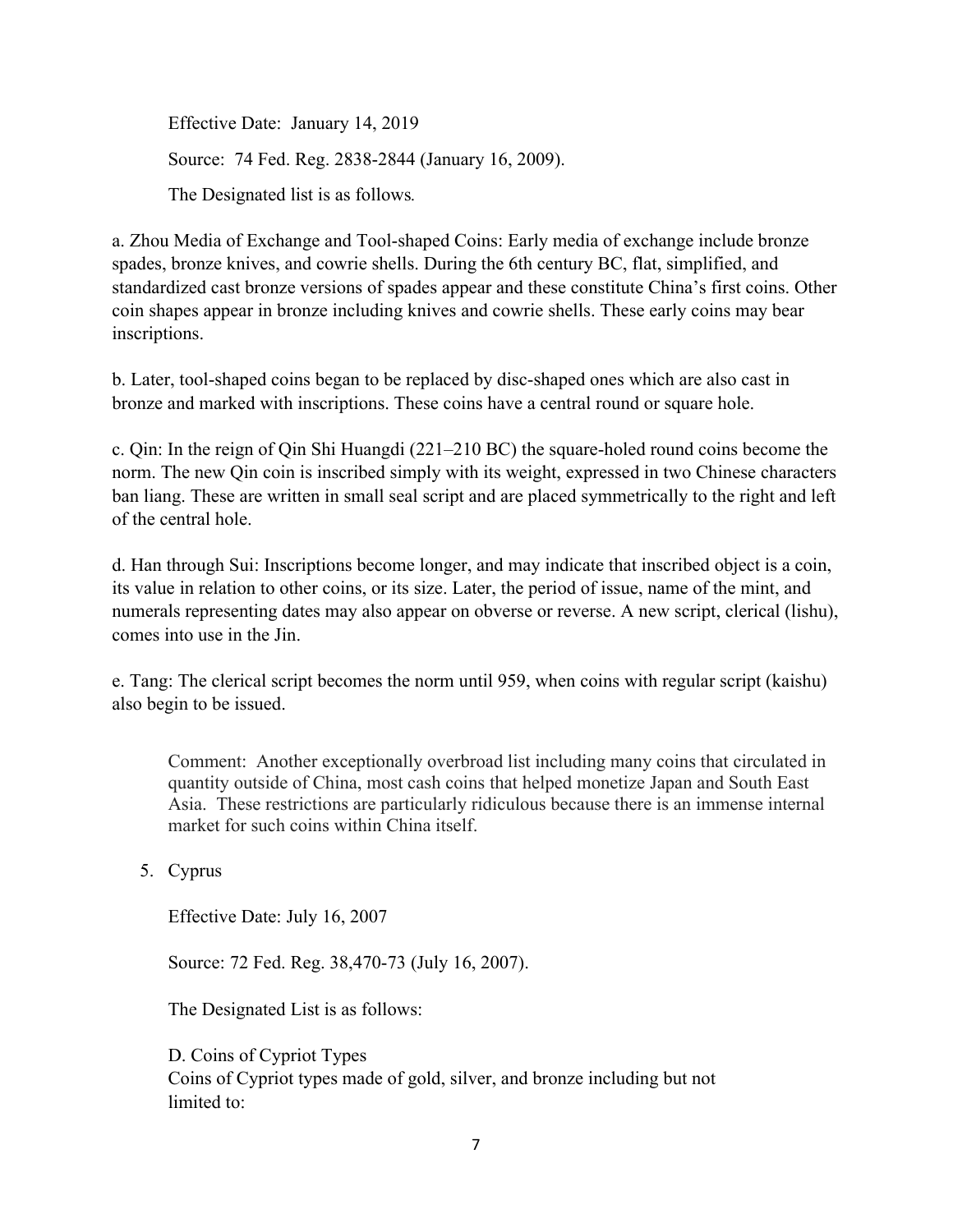Effective Date: January 14, 2019

Source: 74 Fed. Reg. 2838-2844 (January 16, 2009).

The Designated list is as follows.

a. Zhou Media of Exchange and Tool-shaped Coins: Early media of exchange include bronze spades, bronze knives, and cowrie shells. During the 6th century BC, flat, simplified, and standardized cast bronze versions of spades appear and these constitute China's first coins. Other coin shapes appear in bronze including knives and cowrie shells. These early coins may bear inscriptions.

b. Later, tool-shaped coins began to be replaced by disc-shaped ones which are also cast in bronze and marked with inscriptions. These coins have a central round or square hole.

c. Qin: In the reign of Qin Shi Huangdi (221–210 BC) the square-holed round coins become the norm. The new Qin coin is inscribed simply with its weight, expressed in two Chinese characters ban liang. These are written in small seal script and are placed symmetrically to the right and left of the central hole.

d. Han through Sui: Inscriptions become longer, and may indicate that inscribed object is a coin, its value in relation to other coins, or its size. Later, the period of issue, name of the mint, and numerals representing dates may also appear on obverse or reverse. A new script, clerical (lishu), comes into use in the Jin.

e. Tang: The clerical script becomes the norm until 959, when coins with regular script (kaishu) also begin to be issued.

> Comment: Another exceptionally overbroad list including many coins that circulated in quantity outside of China, most cash coins that helped monetize Japan and South East Asia. These restrictions are particularly ridiculous because there is an immense internal market for such coins within China itself.

5. Cyprus

   Effective Date: July 16, 2007

   Source: 72 Fed. Reg. 38,470-73 (July 16, 2007).

   The Designated List is as follows:

   D. Coins of Cypriot Types
   Coins of Cypriot types made of gold, silver, and bronze including but not limited to: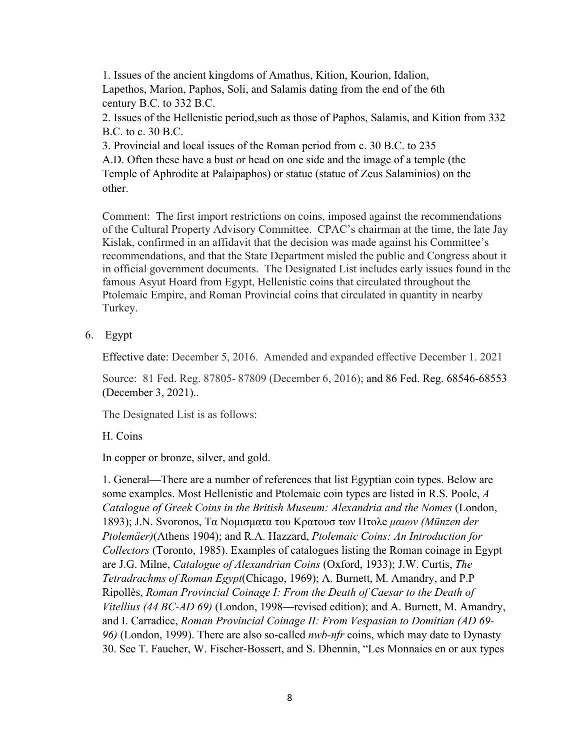1. Issues of the ancient kingdoms of Amathus, Kition, Kourion, Idalion, Lapethos, Marion, Paphos, Soli, and Salamis dating from the end of the 6th century B.C. to 332 B.C.
2. Issues of the Hellenistic period,such as those of Paphos, Salamis, and Kition from 332 B.C. to c. 30 B.C.
3. Provincial and local issues of the Roman period from c. 30 B.C. to 235 A.D. Often these have a bust or head on one side and the image of a temple (the Temple of Aphrodite at Palaipaphos) or statue (statue of Zeus Salaminios) on the other.

Comment: The first import restrictions on coins, imposed against the recommendations of the Cultural Property Advisory Committee. CPAC's chairman at the time, the late Jay Kislak, confirmed in an affidavit that the decision was made against his Committee's recommendations, and that the State Department misled the public and Congress about it in official government documents. The Designated List includes early issues found in the famous Asyut Hoard from Egypt, Hellenistic coins that circulated throughout the Ptolemaic Empire, and Roman Provincial coins that circulated in quantity in nearby Turkey.

6. Egypt

Effective date: December 5, 2016. Amended and expanded effective December 1. 2021

Source: 81 Fed. Reg. 87805- 87809 (December 6, 2016); and 86 Fed. Reg. 68546-68553 (December 3, 2021)..

The Designated List is as follows:

H. Coins

In copper or bronze, silver, and gold.

1. General—There are a number of references that list Egyptian coin types. Below are some examples. Most Hellenistic and Ptolemaic coin types are listed in R.S. Poole, *A Catalogue of Greek Coins in the British Museum: Alexandria and the Nomes* (London, 1893); J.N. Svoronos, Τα Νομισματα του Κρατουσ των Πτολε *μαιων (Münzen der Ptolemäer)*(Athens 1904); and R.A. Hazzard, *Ptolemaic Coins: An Introduction for Collectors* (Toronto, 1985). Examples of catalogues listing the Roman coinage in Egypt are J.G. Milne, *Catalogue of Alexandrian Coins* (Oxford, 1933); J.W. Curtis, *The Tetradrachms of Roman Egypt*(Chicago, 1969); A. Burnett, M. Amandry, and P.P Ripollès, *Roman Provincial Coinage I: From the Death of Caesar to the Death of Vitellius (44 BC-AD 69)* (London, 1998—revised edition); and A. Burnett, M. Amandry, and I. Carradice, *Roman Provincial Coinage II: From Vespasian to Domitian (AD 69-96)* (London, 1999). There are also so-called *nwb-nfr* coins, which may date to Dynasty 30. See T. Faucher, W. Fischer-Bossert, and S. Dhennin, "Les Monnaies en or aux types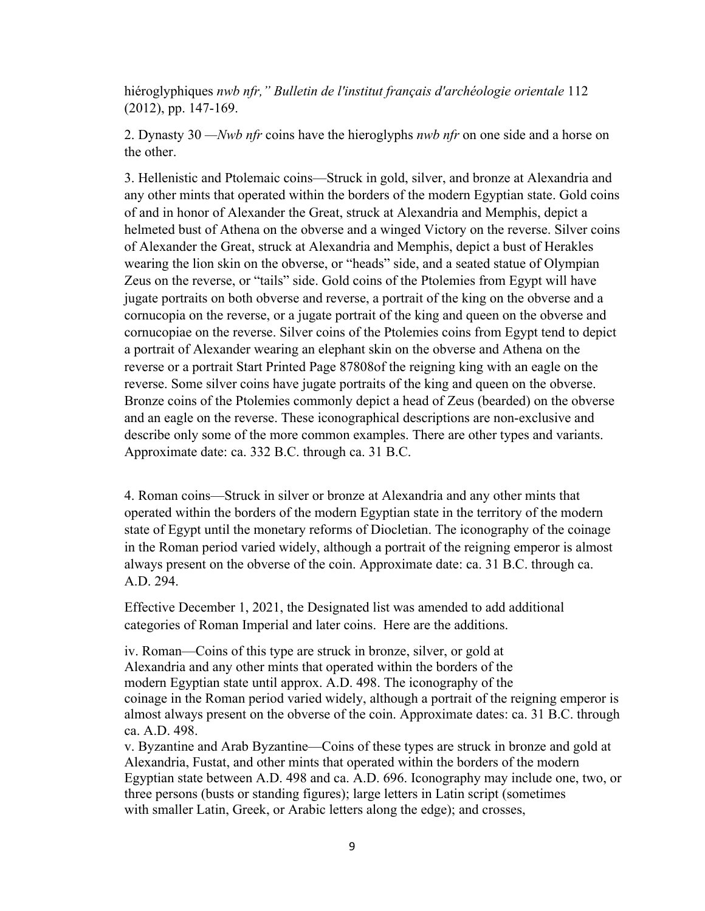hiéroglyphiques *nwb nfr," Bulletin de l'institut français d'archéologie orientale* 112 (2012), pp. 147-169.

2. Dynasty 30 —*Nwb nfr* coins have the hieroglyphs *nwb nfr* on one side and a horse on the other.

3. Hellenistic and Ptolemaic coins—Struck in gold, silver, and bronze at Alexandria and any other mints that operated within the borders of the modern Egyptian state. Gold coins of and in honor of Alexander the Great, struck at Alexandria and Memphis, depict a helmeted bust of Athena on the obverse and a winged Victory on the reverse. Silver coins of Alexander the Great, struck at Alexandria and Memphis, depict a bust of Herakles wearing the lion skin on the obverse, or "heads" side, and a seated statue of Olympian Zeus on the reverse, or "tails" side. Gold coins of the Ptolemies from Egypt will have jugate portraits on both obverse and reverse, a portrait of the king on the obverse and a cornucopia on the reverse, or a jugate portrait of the king and queen on the obverse and cornucopiae on the reverse. Silver coins of the Ptolemies coins from Egypt tend to depict a portrait of Alexander wearing an elephant skin on the obverse and Athena on the reverse or a portrait Start Printed Page 87808of the reigning king with an eagle on the reverse. Some silver coins have jugate portraits of the king and queen on the obverse. Bronze coins of the Ptolemies commonly depict a head of Zeus (bearded) on the obverse and an eagle on the reverse. These iconographical descriptions are non-exclusive and describe only some of the more common examples. There are other types and variants. Approximate date: ca. 332 B.C. through ca. 31 B.C.

4. Roman coins—Struck in silver or bronze at Alexandria and any other mints that operated within the borders of the modern Egyptian state in the territory of the modern state of Egypt until the monetary reforms of Diocletian. The iconography of the coinage in the Roman period varied widely, although a portrait of the reigning emperor is almost always present on the obverse of the coin. Approximate date: ca. 31 B.C. through ca. A.D. 294.

Effective December 1, 2021, the Designated list was amended to add additional categories of Roman Imperial and later coins. Here are the additions.

iv. Roman—Coins of this type are struck in bronze, silver, or gold at Alexandria and any other mints that operated within the borders of the modern Egyptian state until approx. A.D. 498. The iconography of the coinage in the Roman period varied widely, although a portrait of the reigning emperor is almost always present on the obverse of the coin. Approximate dates: ca. 31 B.C. through ca. A.D. 498.

v. Byzantine and Arab Byzantine—Coins of these types are struck in bronze and gold at Alexandria, Fustat, and other mints that operated within the borders of the modern Egyptian state between A.D. 498 and ca. A.D. 696. Iconography may include one, two, or three persons (busts or standing figures); large letters in Latin script (sometimes with smaller Latin, Greek, or Arabic letters along the edge); and crosses,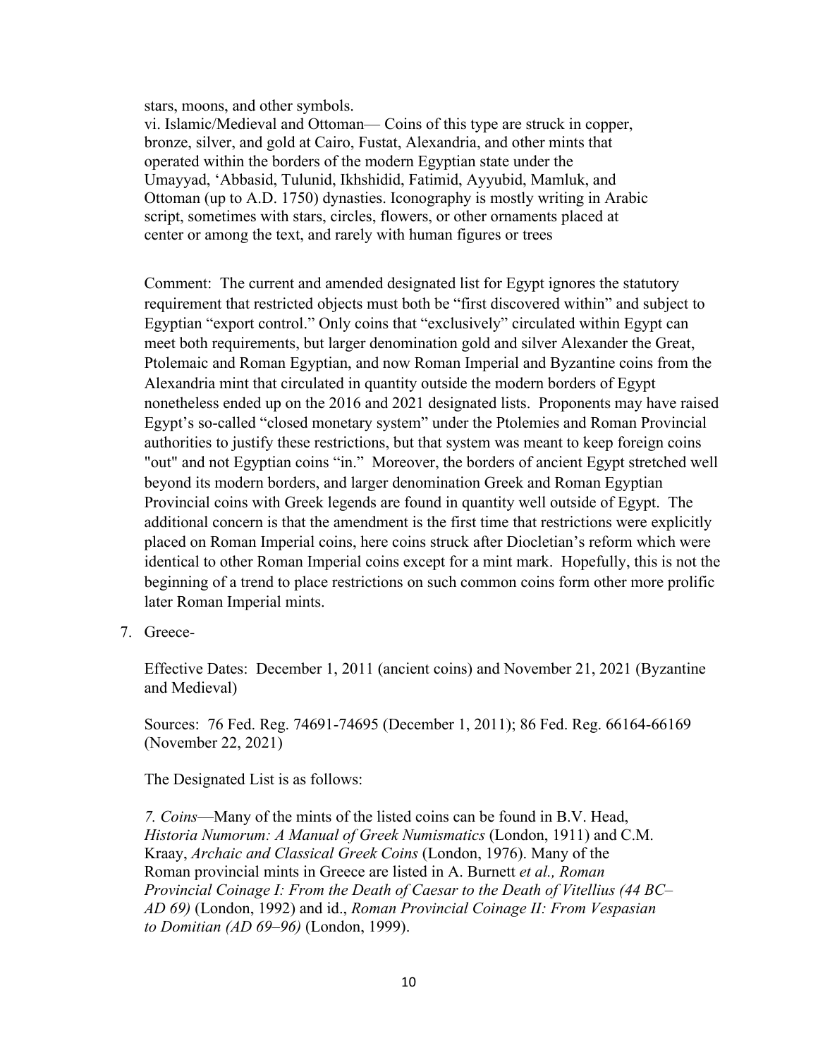stars, moons, and other symbols.

vi. Islamic/Medieval and Ottoman— Coins of this type are struck in copper, bronze, silver, and gold at Cairo, Fustat, Alexandria, and other mints that operated within the borders of the modern Egyptian state under the Umayyad, ‘Abbasid, Tulunid, Ikhshidid, Fatimid, Ayyubid, Mamluk, and Ottoman (up to A.D. 1750) dynasties. Iconography is mostly writing in Arabic script, sometimes with stars, circles, flowers, or other ornaments placed at center or among the text, and rarely with human figures or trees

Comment: The current and amended designated list for Egypt ignores the statutory requirement that restricted objects must both be “first discovered within” and subject to Egyptian “export control.” Only coins that “exclusively” circulated within Egypt can meet both requirements, but larger denomination gold and silver Alexander the Great, Ptolemaic and Roman Egyptian, and now Roman Imperial and Byzantine coins from the Alexandria mint that circulated in quantity outside the modern borders of Egypt nonetheless ended up on the 2016 and 2021 designated lists. Proponents may have raised Egypt’s so-called “closed monetary system” under the Ptolemies and Roman Provincial authorities to justify these restrictions, but that system was meant to keep foreign coins "out" and not Egyptian coins “in.” Moreover, the borders of ancient Egypt stretched well beyond its modern borders, and larger denomination Greek and Roman Egyptian Provincial coins with Greek legends are found in quantity well outside of Egypt. The additional concern is that the amendment is the first time that restrictions were explicitly placed on Roman Imperial coins, here coins struck after Diocletian’s reform which were identical to other Roman Imperial coins except for a mint mark. Hopefully, this is not the beginning of a trend to place restrictions on such common coins form other more prolific later Roman Imperial mints.

7. Greece-

   Effective Dates: December 1, 2011 (ancient coins) and November 21, 2021 (Byzantine and Medieval)

   Sources: 76 Fed. Reg. 74691-74695 (December 1, 2011); 86 Fed. Reg. 66164-66169 (November 22, 2021)

   The Designated List is as follows:

   *7. Coins*—Many of the mints of the listed coins can be found in B.V. Head, *Historia Numorum: A Manual of Greek Numismatics* (London, 1911) and C.M. Kraay, *Archaic and Classical Greek Coins* (London, 1976). Many of the Roman provincial mints in Greece are listed in A. Burnett *et al., Roman Provincial Coinage I: From the Death of Caesar to the Death of Vitellius (44 BC–AD 69)* (London, 1992) and id., *Roman Provincial Coinage II: From Vespasian to Domitian (AD 69–96)* (London, 1999).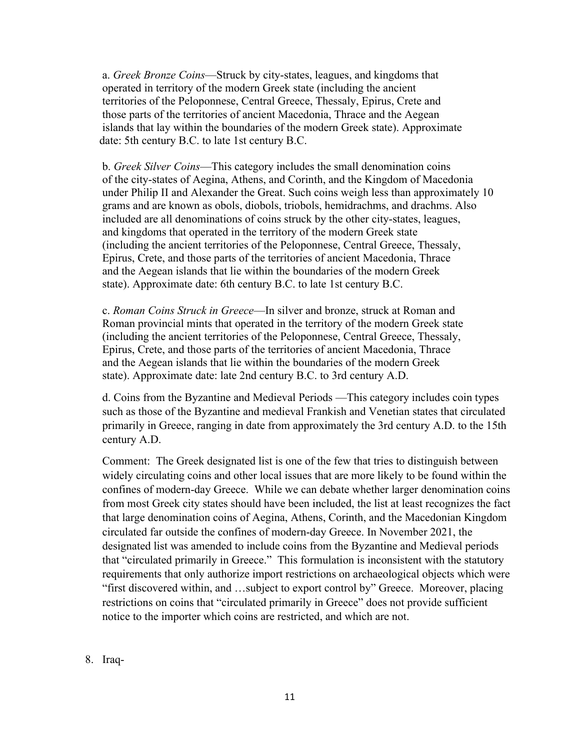a. *Greek Bronze Coins*—Struck by city-states, leagues, and kingdoms that operated in territory of the modern Greek state (including the ancient territories of the Peloponnese, Central Greece, Thessaly, Epirus, Crete and those parts of the territories of ancient Macedonia, Thrace and the Aegean islands that lay within the boundaries of the modern Greek state). Approximate date: 5th century B.C. to late 1st century B.C.

b. *Greek Silver Coins*—This category includes the small denomination coins of the city-states of Aegina, Athens, and Corinth, and the Kingdom of Macedonia under Philip II and Alexander the Great. Such coins weigh less than approximately 10 grams and are known as obols, diobols, triobols, hemidrachms, and drachms. Also included are all denominations of coins struck by the other city-states, leagues, and kingdoms that operated in the territory of the modern Greek state (including the ancient territories of the Peloponnese, Central Greece, Thessaly, Epirus, Crete, and those parts of the territories of ancient Macedonia, Thrace and the Aegean islands that lie within the boundaries of the modern Greek state). Approximate date: 6th century B.C. to late 1st century B.C.

c. *Roman Coins Struck in Greece*—In silver and bronze, struck at Roman and Roman provincial mints that operated in the territory of the modern Greek state (including the ancient territories of the Peloponnese, Central Greece, Thessaly, Epirus, Crete, and those parts of the territories of ancient Macedonia, Thrace and the Aegean islands that lie within the boundaries of the modern Greek state). Approximate date: late 2nd century B.C. to 3rd century A.D.

d. Coins from the Byzantine and Medieval Periods —This category includes coin types such as those of the Byzantine and medieval Frankish and Venetian states that circulated primarily in Greece, ranging in date from approximately the 3rd century A.D. to the 15th century A.D.

Comment: The Greek designated list is one of the few that tries to distinguish between widely circulating coins and other local issues that are more likely to be found within the confines of modern-day Greece. While we can debate whether larger denomination coins from most Greek city states should have been included, the list at least recognizes the fact that large denomination coins of Aegina, Athens, Corinth, and the Macedonian Kingdom circulated far outside the confines of modern-day Greece. In November 2021, the designated list was amended to include coins from the Byzantine and Medieval periods that "circulated primarily in Greece." This formulation is inconsistent with the statutory requirements that only authorize import restrictions on archaeological objects which were "first discovered within, and …subject to export control by" Greece. Moreover, placing restrictions on coins that "circulated primarily in Greece" does not provide sufficient notice to the importer which coins are restricted, and which are not.

8. Iraq-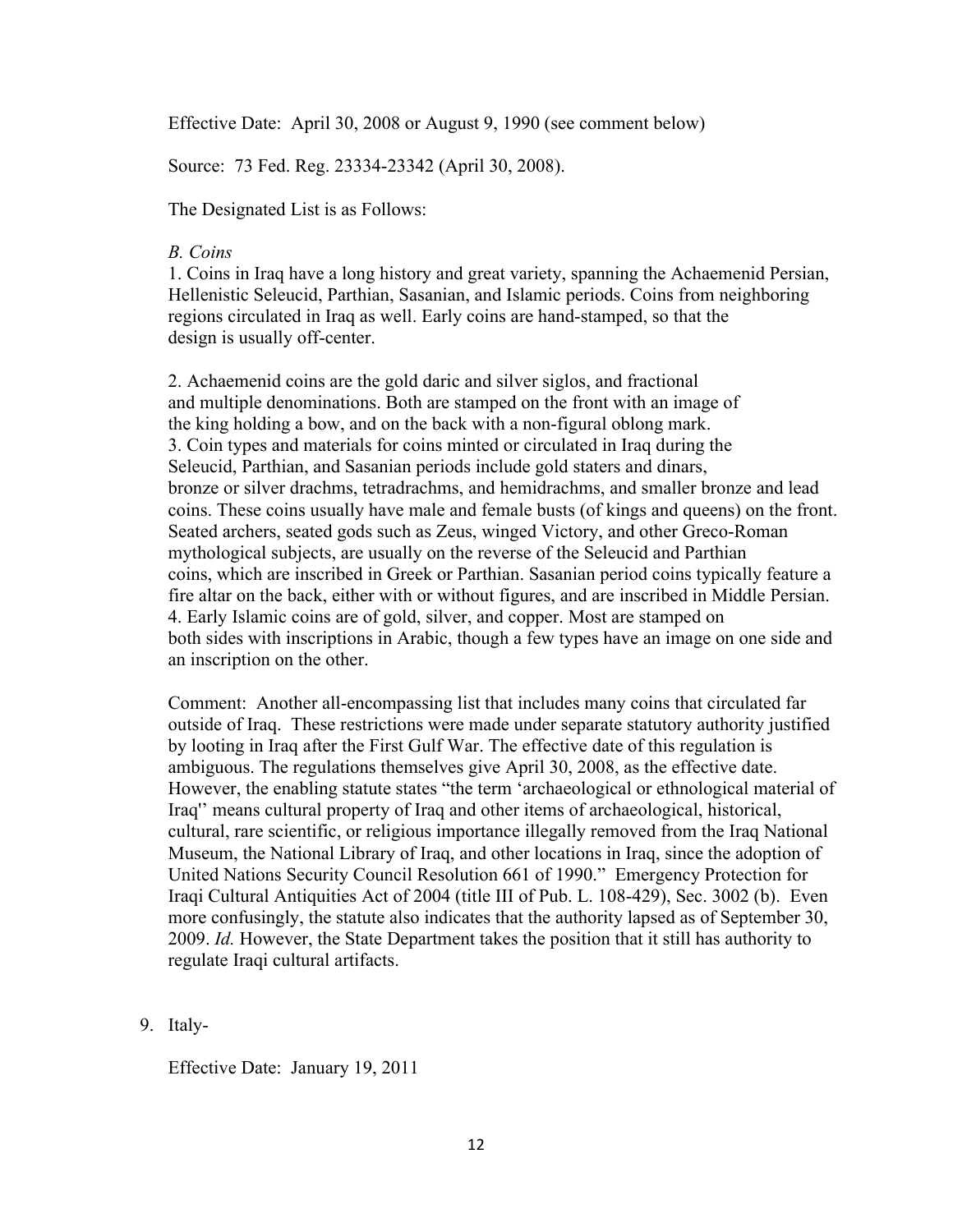Effective Date: April 30, 2008 or August 9, 1990 (see comment below)

Source: 73 Fed. Reg. 23334-23342 (April 30, 2008).

The Designated List is as Follows:

*B. Coins*

1. Coins in Iraq have a long history and great variety, spanning the Achaemenid Persian, Hellenistic Seleucid, Parthian, Sasanian, and Islamic periods. Coins from neighboring regions circulated in Iraq as well. Early coins are hand-stamped, so that the design is usually off-center.

2. Achaemenid coins are the gold daric and silver siglos, and fractional and multiple denominations. Both are stamped on the front with an image of the king holding a bow, and on the back with a non-figural oblong mark.
3. Coin types and materials for coins minted or circulated in Iraq during the Seleucid, Parthian, and Sasanian periods include gold staters and dinars, bronze or silver drachms, tetradrachms, and hemidrachms, and smaller bronze and lead coins. These coins usually have male and female busts (of kings and queens) on the front. Seated archers, seated gods such as Zeus, winged Victory, and other Greco-Roman mythological subjects, are usually on the reverse of the Seleucid and Parthian coins, which are inscribed in Greek or Parthian. Sasanian period coins typically feature a fire altar on the back, either with or without figures, and are inscribed in Middle Persian.
4. Early Islamic coins are of gold, silver, and copper. Most are stamped on both sides with inscriptions in Arabic, though a few types have an image on one side and an inscription on the other.

Comment: Another all-encompassing list that includes many coins that circulated far outside of Iraq. These restrictions were made under separate statutory authority justified by looting in Iraq after the First Gulf War. The effective date of this regulation is ambiguous. The regulations themselves give April 30, 2008, as the effective date. However, the enabling statute states "the term 'archaeological or ethnological material of Iraq'' means cultural property of Iraq and other items of archaeological, historical, cultural, rare scientific, or religious importance illegally removed from the Iraq National Museum, the National Library of Iraq, and other locations in Iraq, since the adoption of United Nations Security Council Resolution 661 of 1990." Emergency Protection for Iraqi Cultural Antiquities Act of 2004 (title III of Pub. L. 108-429), Sec. 3002 (b). Even more confusingly, the statute also indicates that the authority lapsed as of September 30, 2009. *Id.* However, the State Department takes the position that it still has authority to regulate Iraqi cultural artifacts.

9. Italy-

   Effective Date: January 19, 2011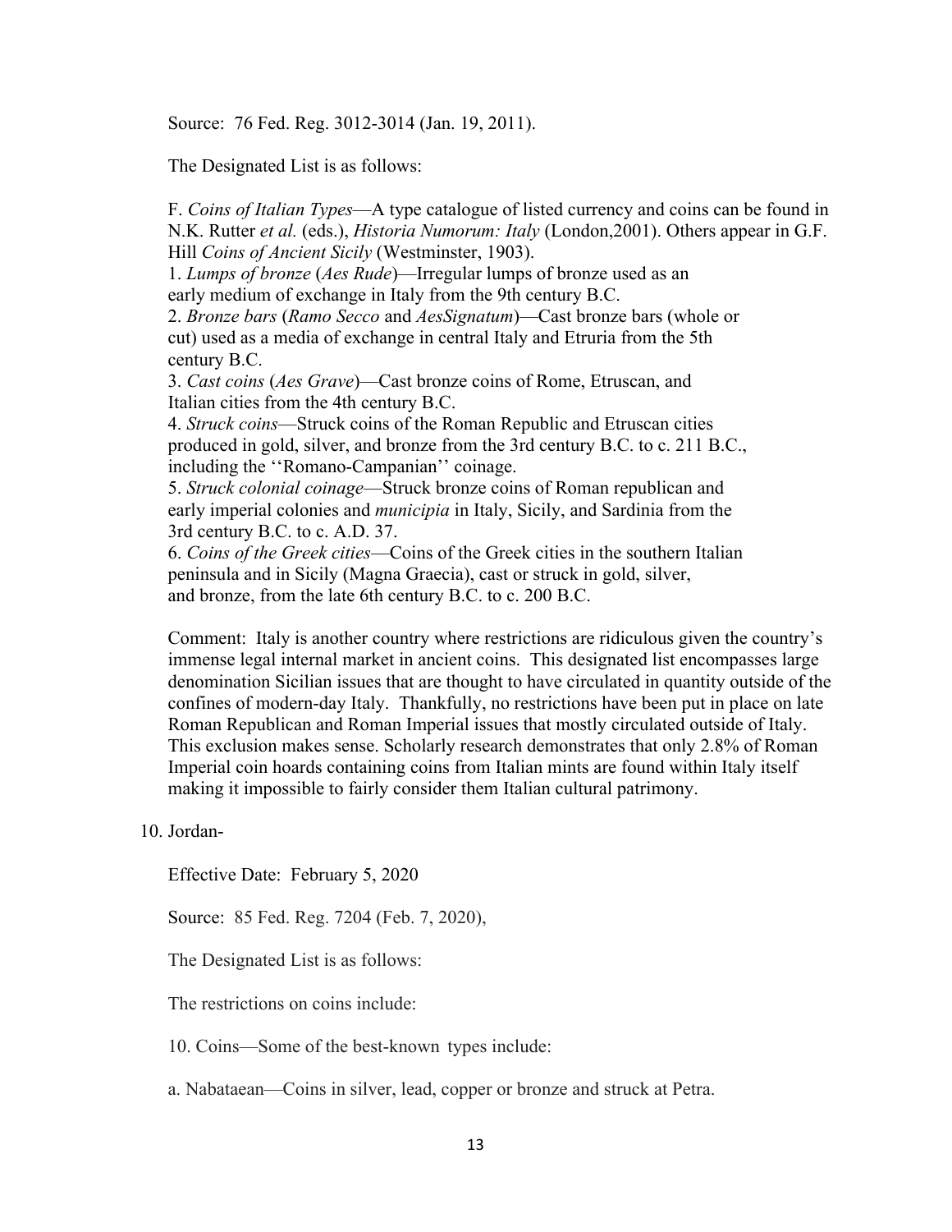Source: 76 Fed. Reg. 3012-3014 (Jan. 19, 2011).

The Designated List is as follows:

F. *Coins of Italian Types*—A type catalogue of listed currency and coins can be found in N.K. Rutter *et al.* (eds.), *Historia Numorum: Italy* (London,2001). Others appear in G.F. Hill *Coins of Ancient Sicily* (Westminster, 1903).
1. *Lumps of bronze* (*Aes Rude*)—Irregular lumps of bronze used as an early medium of exchange in Italy from the 9th century B.C.
2. *Bronze bars* (*Ramo Secco* and *AesSignatum*)—Cast bronze bars (whole or cut) used as a media of exchange in central Italy and Etruria from the 5th century B.C.
3. *Cast coins* (*Aes Grave*)—Cast bronze coins of Rome, Etruscan, and Italian cities from the 4th century B.C.
4. *Struck coins*—Struck coins of the Roman Republic and Etruscan cities produced in gold, silver, and bronze from the 3rd century B.C. to c. 211 B.C., including the ''Romano-Campanian'' coinage.
5. *Struck colonial coinage*—Struck bronze coins of Roman republican and early imperial colonies and *municipia* in Italy, Sicily, and Sardinia from the 3rd century B.C. to c. A.D. 37.
6. *Coins of the Greek cities*—Coins of the Greek cities in the southern Italian peninsula and in Sicily (Magna Graecia), cast or struck in gold, silver, and bronze, from the late 6th century B.C. to c. 200 B.C.

Comment: Italy is another country where restrictions are ridiculous given the country's immense legal internal market in ancient coins. This designated list encompasses large denomination Sicilian issues that are thought to have circulated in quantity outside of the confines of modern-day Italy. Thankfully, no restrictions have been put in place on late Roman Republican and Roman Imperial issues that mostly circulated outside of Italy. This exclusion makes sense. Scholarly research demonstrates that only 2.8% of Roman Imperial coin hoards containing coins from Italian mints are found within Italy itself making it impossible to fairly consider them Italian cultural patrimony.

10. Jordan-

Effective Date: February 5, 2020

Source: 85 Fed. Reg. 7204 (Feb. 7, 2020),

The Designated List is as follows:

The restrictions on coins include:

10. Coins—Some of the best-known types include:

a. Nabataean—Coins in silver, lead, copper or bronze and struck at Petra.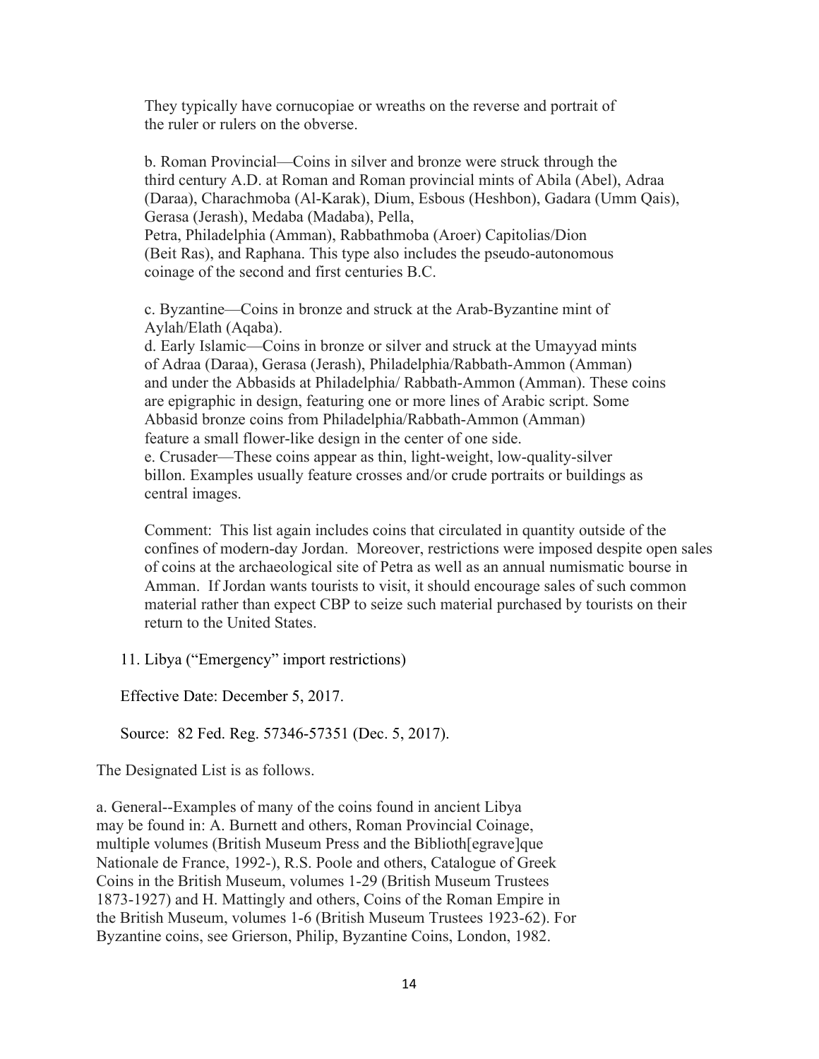They typically have cornucopiae or wreaths on the reverse and portrait of the ruler or rulers on the obverse.

b. Roman Provincial—Coins in silver and bronze were struck through the third century A.D. at Roman and Roman provincial mints of Abila (Abel), Adraa (Daraa), Charachmoba (Al-Karak), Dium, Esbous (Heshbon), Gadara (Umm Qais), Gerasa (Jerash), Medaba (Madaba), Pella, Petra, Philadelphia (Amman), Rabbathmoba (Aroer) Capitolias/Dion (Beit Ras), and Raphana. This type also includes the pseudo-autonomous coinage of the second and first centuries B.C.

c. Byzantine—Coins in bronze and struck at the Arab-Byzantine mint of Aylah/Elath (Aqaba).

d. Early Islamic—Coins in bronze or silver and struck at the Umayyad mints of Adraa (Daraa), Gerasa (Jerash), Philadelphia/Rabbath-Ammon (Amman) and under the Abbasids at Philadelphia/ Rabbath-Ammon (Amman). These coins are epigraphic in design, featuring one or more lines of Arabic script. Some Abbasid bronze coins from Philadelphia/Rabbath-Ammon (Amman) feature a small flower-like design in the center of one side.

e. Crusader—These coins appear as thin, light-weight, low-quality-silver billon. Examples usually feature crosses and/or crude portraits or buildings as central images.

Comment: This list again includes coins that circulated in quantity outside of the confines of modern-day Jordan. Moreover, restrictions were imposed despite open sales of coins at the archaeological site of Petra as well as an annual numismatic bourse in Amman. If Jordan wants tourists to visit, it should encourage sales of such common material rather than expect CBP to seize such material purchased by tourists on their return to the United States.

11. Libya ("Emergency" import restrictions)

Effective Date: December 5, 2017.

Source: 82 Fed. Reg. 57346-57351 (Dec. 5, 2017).

The Designated List is as follows.

a. General--Examples of many of the coins found in ancient Libya may be found in: A. Burnett and others, Roman Provincial Coinage, multiple volumes (British Museum Press and the Biblioth[egrave]que Nationale de France, 1992-), R.S. Poole and others, Catalogue of Greek Coins in the British Museum, volumes 1-29 (British Museum Trustees 1873-1927) and H. Mattingly and others, Coins of the Roman Empire in the British Museum, volumes 1-6 (British Museum Trustees 1923-62). For Byzantine coins, see Grierson, Philip, Byzantine Coins, London, 1982.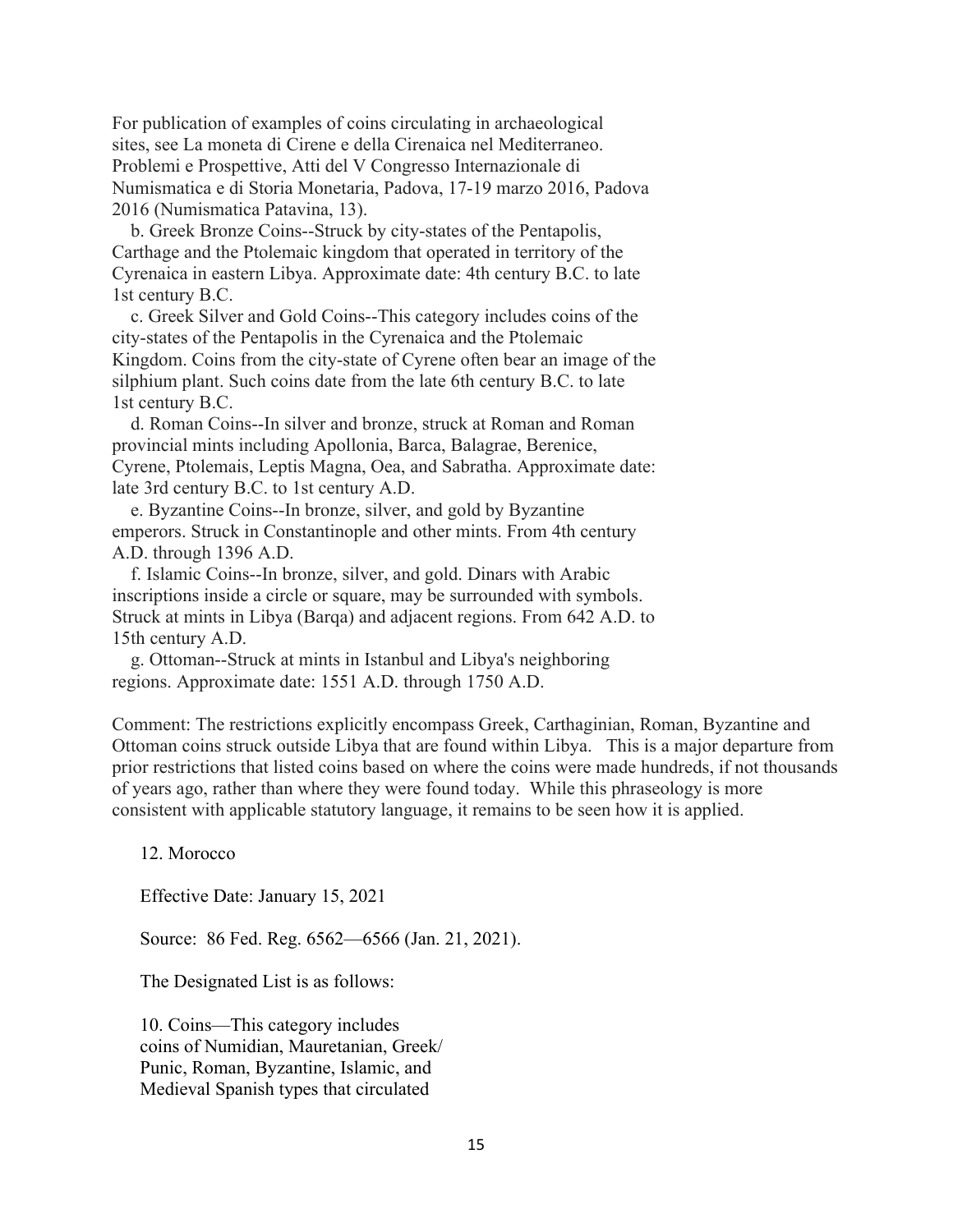For publication of examples of coins circulating in archaeological sites, see La moneta di Cirene e della Cirenaica nel Mediterraneo. Problemi e Prospettive, Atti del V Congresso Internazionale di Numismatica e di Storia Monetaria, Padova, 17-19 marzo 2016, Padova 2016 (Numismatica Patavina, 13).

b. Greek Bronze Coins--Struck by city-states of the Pentapolis, Carthage and the Ptolemaic kingdom that operated in territory of the Cyrenaica in eastern Libya. Approximate date: 4th century B.C. to late 1st century B.C.

c. Greek Silver and Gold Coins--This category includes coins of the city-states of the Pentapolis in the Cyrenaica and the Ptolemaic Kingdom. Coins from the city-state of Cyrene often bear an image of the silphium plant. Such coins date from the late 6th century B.C. to late 1st century B.C.

d. Roman Coins--In silver and bronze, struck at Roman and Roman provincial mints including Apollonia, Barca, Balagrae, Berenice, Cyrene, Ptolemais, Leptis Magna, Oea, and Sabratha. Approximate date: late 3rd century B.C. to 1st century A.D.

e. Byzantine Coins--In bronze, silver, and gold by Byzantine emperors. Struck in Constantinople and other mints. From 4th century A.D. through 1396 A.D.

f. Islamic Coins--In bronze, silver, and gold. Dinars with Arabic inscriptions inside a circle or square, may be surrounded with symbols. Struck at mints in Libya (Barqa) and adjacent regions. From 642 A.D. to 15th century A.D.

g. Ottoman--Struck at mints in Istanbul and Libya's neighboring regions. Approximate date: 1551 A.D. through 1750 A.D.

Comment: The restrictions explicitly encompass Greek, Carthaginian, Roman, Byzantine and Ottoman coins struck outside Libya that are found within Libya. This is a major departure from prior restrictions that listed coins based on where the coins were made hundreds, if not thousands of years ago, rather than where they were found today. While this phraseology is more consistent with applicable statutory language, it remains to be seen how it is applied.

12. Morocco

Effective Date: January 15, 2021

Source: 86 Fed. Reg. 6562—6566 (Jan. 21, 2021).

The Designated List is as follows:

10. Coins—This category includes coins of Numidian, Mauretanian, Greek/ Punic, Roman, Byzantine, Islamic, and Medieval Spanish types that circulated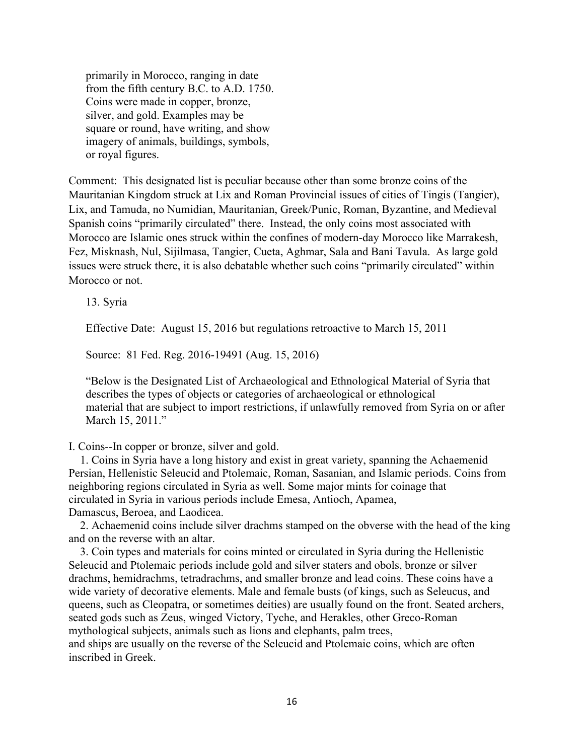primarily in Morocco, ranging in date from the fifth century B.C. to A.D. 1750. Coins were made in copper, bronze, silver, and gold. Examples may be square or round, have writing, and show imagery of animals, buildings, symbols, or royal figures.

Comment: This designated list is peculiar because other than some bronze coins of the Mauritanian Kingdom struck at Lix and Roman Provincial issues of cities of Tingis (Tangier), Lix, and Tamuda, no Numidian, Mauritanian, Greek/Punic, Roman, Byzantine, and Medieval Spanish coins "primarily circulated" there. Instead, the only coins most associated with Morocco are Islamic ones struck within the confines of modern-day Morocco like Marrakesh, Fez, Misknash, Nul, Sijilmasa, Tangier, Cueta, Aghmar, Sala and Bani Tavula. As large gold issues were struck there, it is also debatable whether such coins "primarily circulated" within Morocco or not.

13. Syria

Effective Date: August 15, 2016 but regulations retroactive to March 15, 2011

Source: 81 Fed. Reg. 2016-19491 (Aug. 15, 2016)

"Below is the Designated List of Archaeological and Ethnological Material of Syria that describes the types of objects or categories of archaeological or ethnological material that are subject to import restrictions, if unlawfully removed from Syria on or after March 15, 2011."

I. Coins--In copper or bronze, silver and gold.

1. Coins in Syria have a long history and exist in great variety, spanning the Achaemenid Persian, Hellenistic Seleucid and Ptolemaic, Roman, Sasanian, and Islamic periods. Coins from neighboring regions circulated in Syria as well. Some major mints for coinage that circulated in Syria in various periods include Emesa, Antioch, Apamea, Damascus, Beroea, and Laodicea.

2. Achaemenid coins include silver drachms stamped on the obverse with the head of the king and on the reverse with an altar.

3. Coin types and materials for coins minted or circulated in Syria during the Hellenistic Seleucid and Ptolemaic periods include gold and silver staters and obols, bronze or silver drachms, hemidrachms, tetradrachms, and smaller bronze and lead coins. These coins have a wide variety of decorative elements. Male and female busts (of kings, such as Seleucus, and queens, such as Cleopatra, or sometimes deities) are usually found on the front. Seated archers, seated gods such as Zeus, winged Victory, Tyche, and Herakles, other Greco-Roman mythological subjects, animals such as lions and elephants, palm trees, and ships are usually on the reverse of the Seleucid and Ptolemaic coins, which are often inscribed in Greek.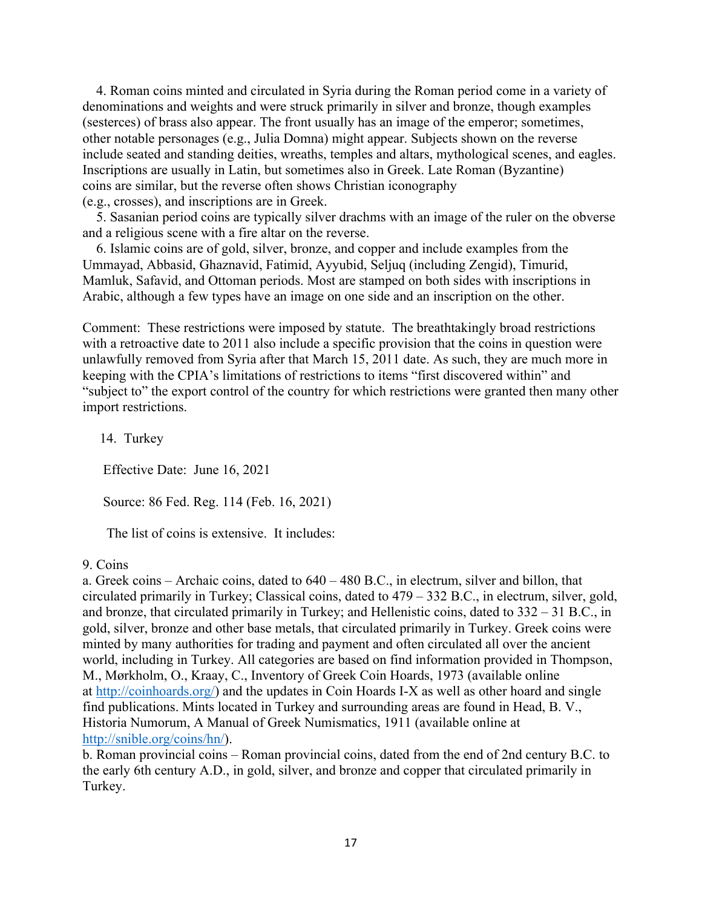4. Roman coins minted and circulated in Syria during the Roman period come in a variety of denominations and weights and were struck primarily in silver and bronze, though examples (sesterces) of brass also appear. The front usually has an image of the emperor; sometimes, other notable personages (e.g., Julia Domna) might appear. Subjects shown on the reverse include seated and standing deities, wreaths, temples and altars, mythological scenes, and eagles. Inscriptions are usually in Latin, but sometimes also in Greek. Late Roman (Byzantine) coins are similar, but the reverse often shows Christian iconography (e.g., crosses), and inscriptions are in Greek.

5. Sasanian period coins are typically silver drachms with an image of the ruler on the obverse and a religious scene with a fire altar on the reverse.

6. Islamic coins are of gold, silver, bronze, and copper and include examples from the Ummayad, Abbasid, Ghaznavid, Fatimid, Ayyubid, Seljuq (including Zengid), Timurid, Mamluk, Safavid, and Ottoman periods. Most are stamped on both sides with inscriptions in Arabic, although a few types have an image on one side and an inscription on the other.

Comment: These restrictions were imposed by statute. The breathtakingly broad restrictions with a retroactive date to 2011 also include a specific provision that the coins in question were unlawfully removed from Syria after that March 15, 2011 date. As such, they are much more in keeping with the CPIA's limitations of restrictions to items "first discovered within" and "subject to" the export control of the country for which restrictions were granted then many other import restrictions.

14. Turkey

Effective Date: June 16, 2021

Source: 86 Fed. Reg. 114 (Feb. 16, 2021)

The list of coins is extensive. It includes:

9. Coins

a. Greek coins – Archaic coins, dated to 640 – 480 B.C., in electrum, silver and billon, that circulated primarily in Turkey; Classical coins, dated to 479 – 332 B.C., in electrum, silver, gold, and bronze, that circulated primarily in Turkey; and Hellenistic coins, dated to 332 – 31 B.C., in gold, silver, bronze and other base metals, that circulated primarily in Turkey. Greek coins were minted by many authorities for trading and payment and often circulated all over the ancient world, including in Turkey. All categories are based on find information provided in Thompson, M., Mørkholm, O., Kraay, C., Inventory of Greek Coin Hoards, 1973 (available online at http://coinhoards.org/) and the updates in Coin Hoards I-X as well as other hoard and single find publications. Mints located in Turkey and surrounding areas are found in Head, B. V., Historia Numorum, A Manual of Greek Numismatics, 1911 (available online at http://snible.org/coins/hn/).

b. Roman provincial coins – Roman provincial coins, dated from the end of 2nd century B.C. to the early 6th century A.D., in gold, silver, and bronze and copper that circulated primarily in Turkey.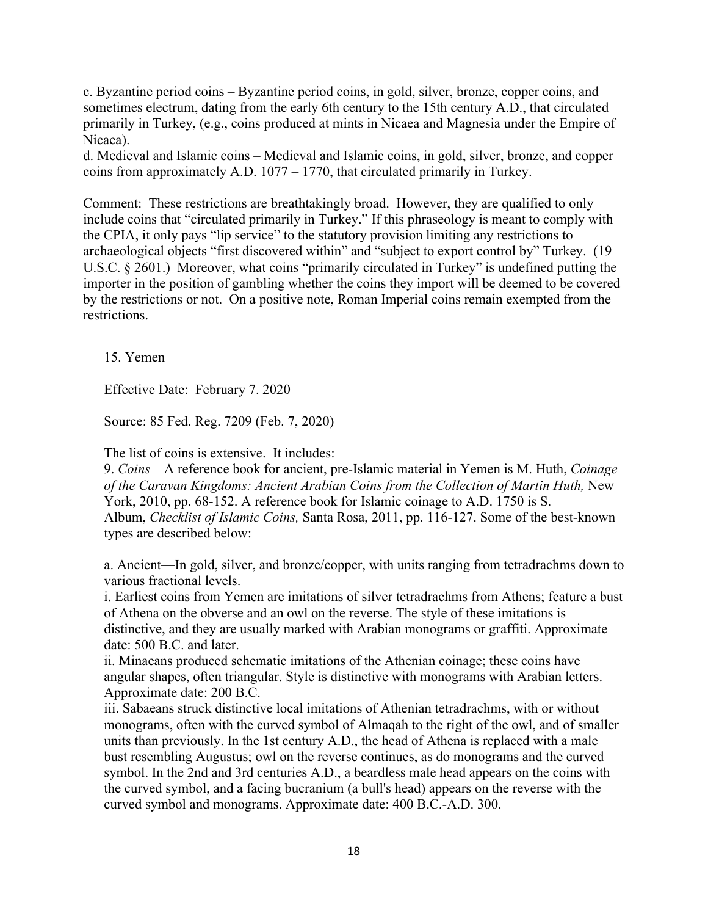c. Byzantine period coins – Byzantine period coins, in gold, silver, bronze, copper coins, and sometimes electrum, dating from the early 6th century to the 15th century A.D., that circulated primarily in Turkey, (e.g., coins produced at mints in Nicaea and Magnesia under the Empire of Nicaea).

d. Medieval and Islamic coins – Medieval and Islamic coins, in gold, silver, bronze, and copper coins from approximately A.D. 1077 – 1770, that circulated primarily in Turkey.

Comment: These restrictions are breathtakingly broad. However, they are qualified to only include coins that "circulated primarily in Turkey." If this phraseology is meant to comply with the CPIA, it only pays "lip service" to the statutory provision limiting any restrictions to archaeological objects "first discovered within" and "subject to export control by" Turkey. (19 U.S.C. § 2601.) Moreover, what coins "primarily circulated in Turkey" is undefined putting the importer in the position of gambling whether the coins they import will be deemed to be covered by the restrictions or not. On a positive note, Roman Imperial coins remain exempted from the restrictions.

15. Yemen

Effective Date: February 7. 2020

Source: 85 Fed. Reg. 7209 (Feb. 7, 2020)

The list of coins is extensive. It includes:

9. *Coins*—A reference book for ancient, pre-Islamic material in Yemen is M. Huth, *Coinage of the Caravan Kingdoms: Ancient Arabian Coins from the Collection of Martin Huth,* New York, 2010, pp. 68-152. A reference book for Islamic coinage to A.D. 1750 is S. Album, *Checklist of Islamic Coins,* Santa Rosa, 2011, pp. 116-127. Some of the best-known types are described below:

a. Ancient—In gold, silver, and bronze/copper, with units ranging from tetradrachms down to various fractional levels.

i. Earliest coins from Yemen are imitations of silver tetradrachms from Athens; feature a bust of Athena on the obverse and an owl on the reverse. The style of these imitations is distinctive, and they are usually marked with Arabian monograms or graffiti. Approximate date: 500 B.C. and later.

ii. Minaeans produced schematic imitations of the Athenian coinage; these coins have angular shapes, often triangular. Style is distinctive with monograms with Arabian letters. Approximate date: 200 B.C.

iii. Sabaeans struck distinctive local imitations of Athenian tetradrachms, with or without monograms, often with the curved symbol of Almaqah to the right of the owl, and of smaller units than previously. In the 1st century A.D., the head of Athena is replaced with a male bust resembling Augustus; owl on the reverse continues, as do monograms and the curved symbol. In the 2nd and 3rd centuries A.D., a beardless male head appears on the coins with the curved symbol, and a facing bucranium (a bull's head) appears on the reverse with the curved symbol and monograms. Approximate date: 400 B.C.-A.D. 300.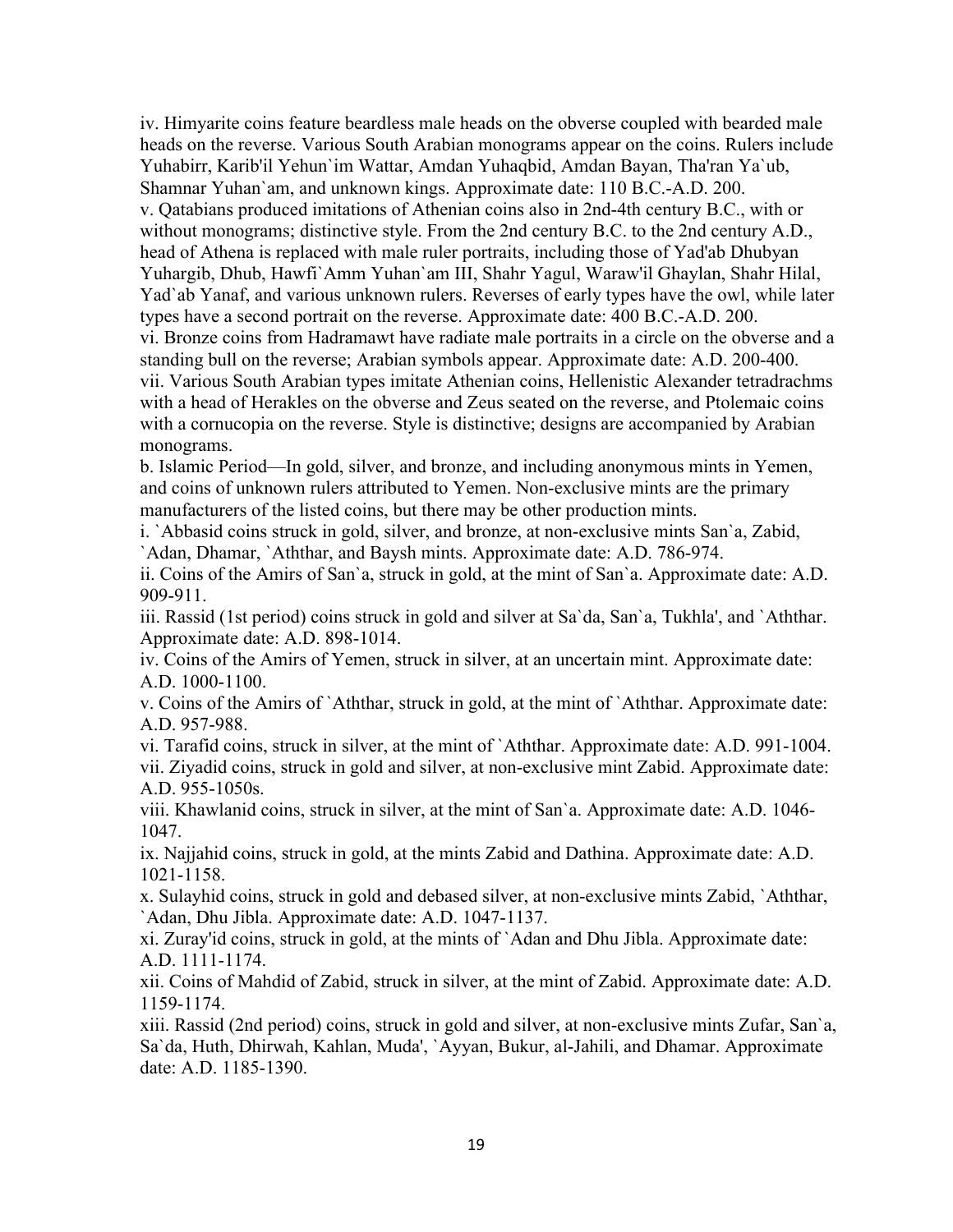iv. Himyarite coins feature beardless male heads on the obverse coupled with bearded male heads on the reverse. Various South Arabian monograms appear on the coins. Rulers include Yuhabirr, Karib'il Yehun`im Wattar, Amdan Yuhaqbid, Amdan Bayan, Tha'ran Ya`ub, Shamnar Yuhan`am, and unknown kings. Approximate date: 110 B.C.-A.D. 200.

v. Qatabians produced imitations of Athenian coins also in 2nd-4th century B.C., with or without monograms; distinctive style. From the 2nd century B.C. to the 2nd century A.D., head of Athena is replaced with male ruler portraits, including those of Yad'ab Dhubyan Yuhargib, Dhub, Hawfi`Amm Yuhan`am III, Shahr Yagul, Waraw'il Ghaylan, Shahr Hilal, Yad`ab Yanaf, and various unknown rulers. Reverses of early types have the owl, while later types have a second portrait on the reverse. Approximate date: 400 B.C.-A.D. 200.

vi. Bronze coins from Hadramawt have radiate male portraits in a circle on the obverse and a standing bull on the reverse; Arabian symbols appear. Approximate date: A.D. 200-400.

vii. Various South Arabian types imitate Athenian coins, Hellenistic Alexander tetradrachms with a head of Herakles on the obverse and Zeus seated on the reverse, and Ptolemaic coins with a cornucopia on the reverse. Style is distinctive; designs are accompanied by Arabian monograms.

b. Islamic Period—In gold, silver, and bronze, and including anonymous mints in Yemen, and coins of unknown rulers attributed to Yemen. Non-exclusive mints are the primary manufacturers of the listed coins, but there may be other production mints.

i. `Abbasid coins struck in gold, silver, and bronze, at non-exclusive mints San`a, Zabid, `Adan, Dhamar, `Aththar, and Baysh mints. Approximate date: A.D. 786-974.

ii. Coins of the Amirs of San`a, struck in gold, at the mint of San`a. Approximate date: A.D. 909-911.

iii. Rassid (1st period) coins struck in gold and silver at Sa`da, San`a, Tukhla', and `Aththar. Approximate date: A.D. 898-1014.

iv. Coins of the Amirs of Yemen, struck in silver, at an uncertain mint. Approximate date: A.D. 1000-1100.

v. Coins of the Amirs of `Aththar, struck in gold, at the mint of `Aththar. Approximate date: A.D. 957-988.

vi. Tarafid coins, struck in silver, at the mint of `Aththar. Approximate date: A.D. 991-1004.

vii. Ziyadid coins, struck in gold and silver, at non-exclusive mint Zabid. Approximate date: A.D. 955-1050s.

viii. Khawlanid coins, struck in silver, at the mint of San`a. Approximate date: A.D. 1046-1047.

ix. Najjahid coins, struck in gold, at the mints Zabid and Dathina. Approximate date: A.D. 1021-1158.

x. Sulayhid coins, struck in gold and debased silver, at non-exclusive mints Zabid, `Aththar, `Adan, Dhu Jibla. Approximate date: A.D. 1047-1137.

xi. Zuray'id coins, struck in gold, at the mints of `Adan and Dhu Jibla. Approximate date: A.D. 1111-1174.

xii. Coins of Mahdid of Zabid, struck in silver, at the mint of Zabid. Approximate date: A.D. 1159-1174.

xiii. Rassid (2nd period) coins, struck in gold and silver, at non-exclusive mints Zufar, San`a, Sa`da, Huth, Dhirwah, Kahlan, Muda', `Ayyan, Bukur, al-Jahili, and Dhamar. Approximate date: A.D. 1185-1390.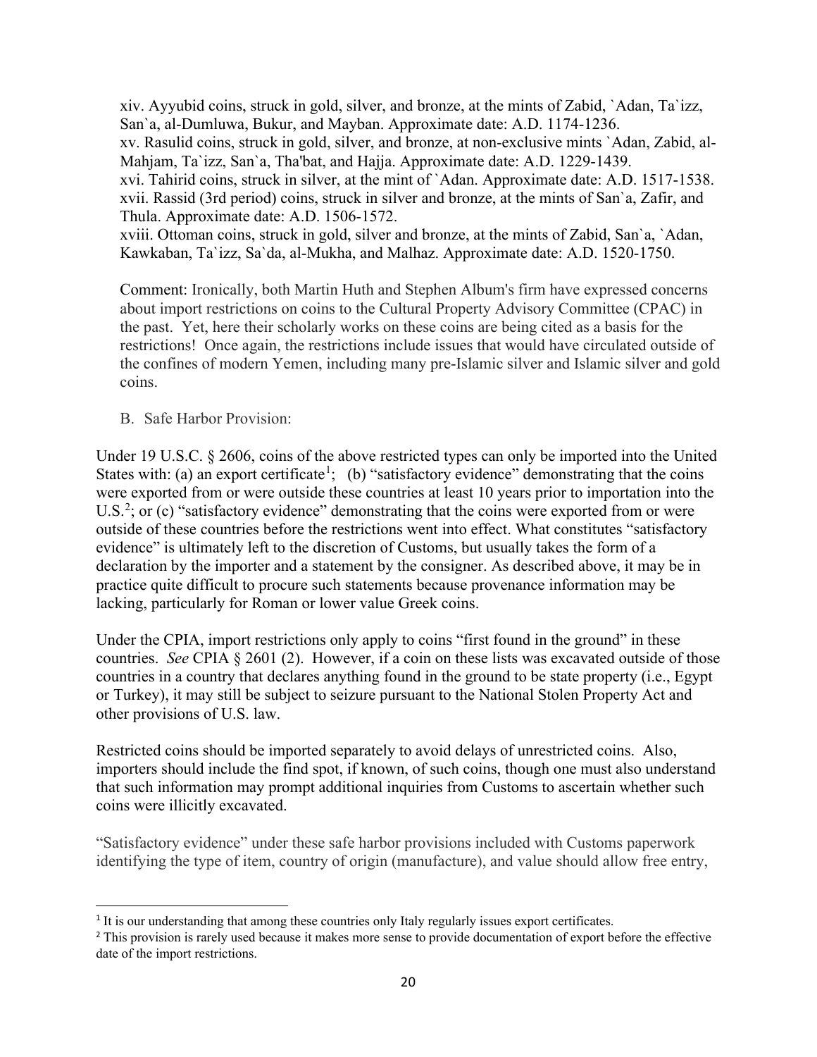xiv. Ayyubid coins, struck in gold, silver, and bronze, at the mints of Zabid, `Adan, Ta`izz, San`a, al-Dumluwa, Bukur, and Mayban. Approximate date: A.D. 1174-1236.
xv. Rasulid coins, struck in gold, silver, and bronze, at non-exclusive mints `Adan, Zabid, al-Mahjam, Ta`izz, San`a, Tha'bat, and Hajja. Approximate date: A.D. 1229-1439.
xvi. Tahirid coins, struck in silver, at the mint of `Adan. Approximate date: A.D. 1517-1538.
xvii. Rassid (3rd period) coins, struck in silver and bronze, at the mints of San`a, Zafir, and Thula. Approximate date: A.D. 1506-1572.
xviii. Ottoman coins, struck in gold, silver and bronze, at the mints of Zabid, San`a, `Adan, Kawkaban, Ta`izz, Sa`da, al-Mukha, and Malhaz. Approximate date: A.D. 1520-1750.

Comment: Ironically, both Martin Huth and Stephen Album's firm have expressed concerns about import restrictions on coins to the Cultural Property Advisory Committee (CPAC) in the past. Yet, here their scholarly works on these coins are being cited as a basis for the restrictions! Once again, the restrictions include issues that would have circulated outside of the confines of modern Yemen, including many pre-Islamic silver and Islamic silver and gold coins.

B. Safe Harbor Provision:

Under 19 U.S.C. § 2606, coins of the above restricted types can only be imported into the United States with: (a) an export certificate[1]; (b) "satisfactory evidence" demonstrating that the coins were exported from or were outside these countries at least 10 years prior to importation into the U.S.[2]; or (c) "satisfactory evidence" demonstrating that the coins were exported from or were outside of these countries before the restrictions went into effect. What constitutes "satisfactory evidence" is ultimately left to the discretion of Customs, but usually takes the form of a declaration by the importer and a statement by the consigner. As described above, it may be in practice quite difficult to procure such statements because provenance information may be lacking, particularly for Roman or lower value Greek coins.

Under the CPIA, import restrictions only apply to coins "first found in the ground" in these countries. *See* CPIA § 2601 (2). However, if a coin on these lists was excavated outside of those countries in a country that declares anything found in the ground to be state property (i.e., Egypt or Turkey), it may still be subject to seizure pursuant to the National Stolen Property Act and other provisions of U.S. law.

Restricted coins should be imported separately to avoid delays of unrestricted coins. Also, importers should include the find spot, if known, of such coins, though one must also understand that such information may prompt additional inquiries from Customs to ascertain whether such coins were illicitly excavated.

"Satisfactory evidence" under these safe harbor provisions included with Customs paperwork identifying the type of item, country of origin (manufacture), and value should allow free entry,

[1] It is our understanding that among these countries only Italy regularly issues export certificates.

[2] This provision is rarely used because it makes more sense to provide documentation of export before the effective date of the import restrictions.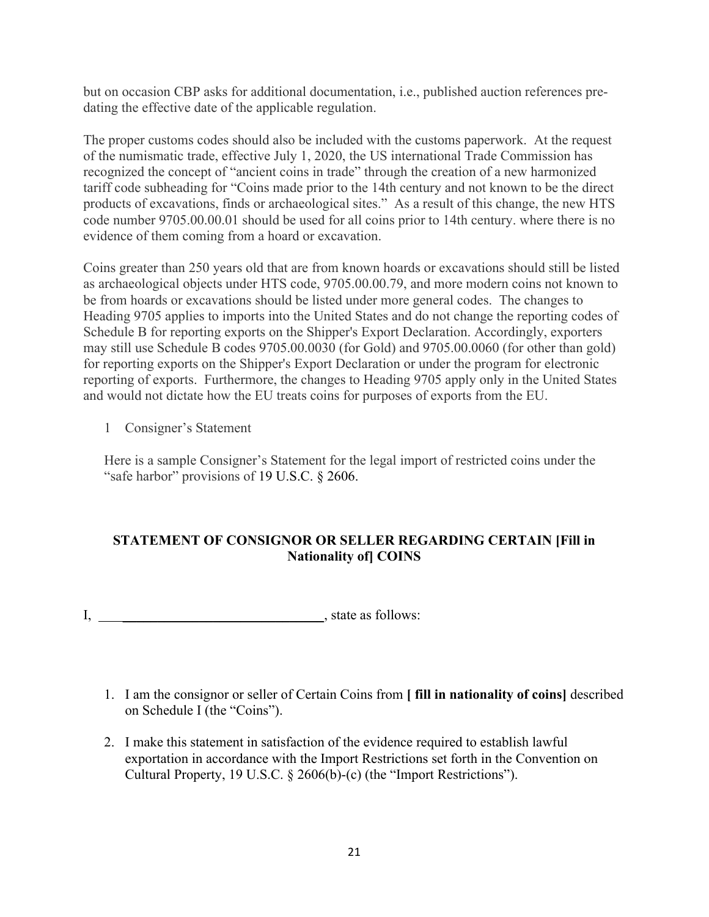but on occasion CBP asks for additional documentation, i.e., published auction references pre-dating the effective date of the applicable regulation.

The proper customs codes should also be included with the customs paperwork. At the request of the numismatic trade, effective July 1, 2020, the US international Trade Commission has recognized the concept of "ancient coins in trade" through the creation of a new harmonized tariff code subheading for "Coins made prior to the 14th century and not known to be the direct products of excavations, finds or archaeological sites." As a result of this change, the new HTS code number 9705.00.00.01 should be used for all coins prior to 14th century. where there is no evidence of them coming from a hoard or excavation.

Coins greater than 250 years old that are from known hoards or excavations should still be listed as archaeological objects under HTS code, 9705.00.00.79, and more modern coins not known to be from hoards or excavations should be listed under more general codes. The changes to Heading 9705 applies to imports into the United States and do not change the reporting codes of Schedule B for reporting exports on the Shipper's Export Declaration. Accordingly, exporters may still use Schedule B codes 9705.00.0030 (for Gold) and 9705.00.0060 (for other than gold) for reporting exports on the Shipper's Export Declaration or under the program for electronic reporting of exports. Furthermore, the changes to Heading 9705 apply only in the United States and would not dictate how the EU treats coins for purposes of exports from the EU.

1 Consigner's Statement

Here is a sample Consigner's Statement for the legal import of restricted coins under the "safe harbor" provisions of 19 U.S.C. § 2606.

**STATEMENT OF CONSIGNOR OR SELLER REGARDING CERTAIN [Fill in Nationality of] COINS**

I, ______________________________, state as follows:

1. I am the consignor or seller of Certain Coins from **[ fill in nationality of coins]** described on Schedule I (the "Coins").
2. I make this statement in satisfaction of the evidence required to establish lawful exportation in accordance with the Import Restrictions set forth in the Convention on Cultural Property, 19 U.S.C. § 2606(b)-(c) (the "Import Restrictions").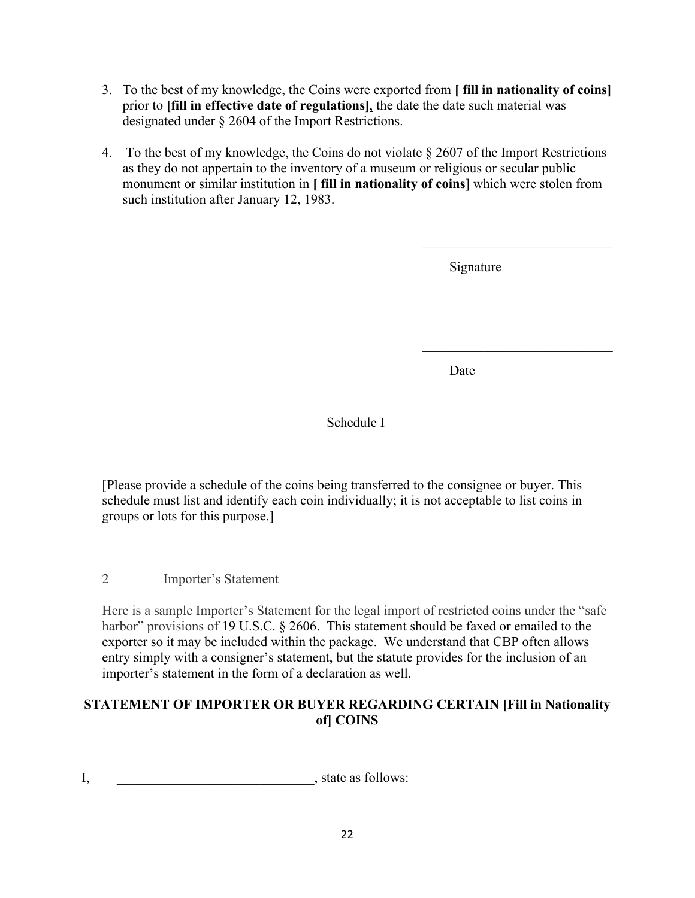3. To the best of my knowledge, the Coins were exported from **[ fill in nationality of coins]** prior to **[fill in effective date of regulations]**, the date the date such material was designated under § 2604 of the Import Restrictions.

4. To the best of my knowledge, the Coins do not violate § 2607 of the Import Restrictions as they do not appertain to the inventory of a museum or religious or secular public monument or similar institution in **[ fill in nationality of coins**] which were stolen from such institution after January 12, 1983.

\_\_\_\_\_\_\_\_\_\_\_\_\_\_\_\_\_\_\_\_\_\_\_\_\_\_\_\_\_\_

Signature

\_\_\_\_\_\_\_\_\_\_\_\_\_\_\_\_\_\_\_\_\_\_\_\_\_\_\_\_\_\_

Date

Schedule I

[Please provide a schedule of the coins being transferred to the consignee or buyer. This schedule must list and identify each coin individually; it is not acceptable to list coins in groups or lots for this purpose.]

## 2 Importer's Statement

Here is a sample Importer's Statement for the legal import of restricted coins under the "safe harbor" provisions of 19 U.S.C. § 2606. This statement should be faxed or emailed to the exporter so it may be included within the package. We understand that CBP often allows entry simply with a consigner's statement, but the statute provides for the inclusion of an importer's statement in the form of a declaration as well.

**STATEMENT OF IMPORTER OR BUYER REGARDING CERTAIN [Fill in Nationality of] COINS**

I, \_\_\_\_\_\_\_\_\_\_\_\_\_\_\_\_\_\_\_\_\_\_\_\_\_\_\_\_\_\_\_\_\_\_, state as follows: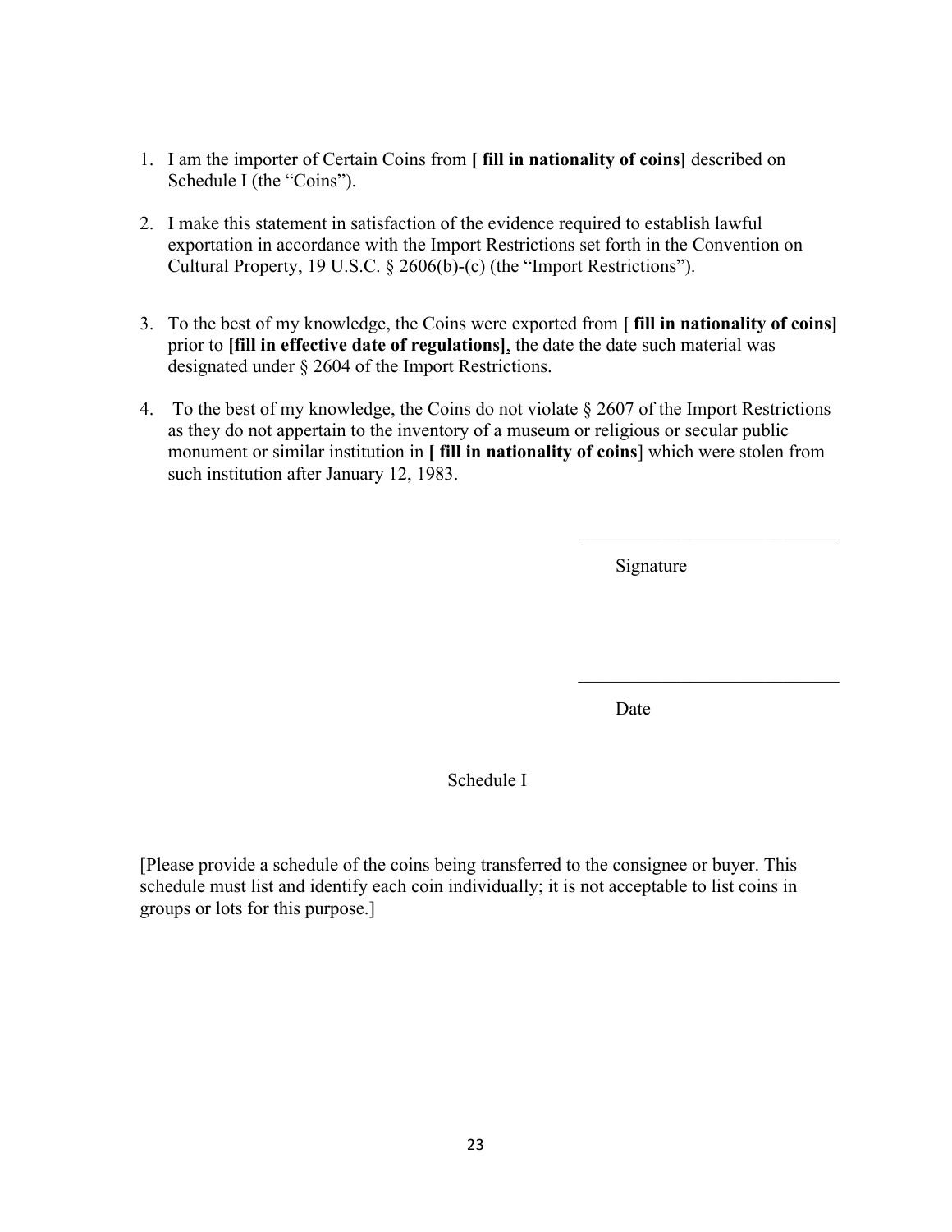1. I am the importer of Certain Coins from **[ fill in nationality of coins]** described on Schedule I (the "Coins").

2. I make this statement in satisfaction of the evidence required to establish lawful exportation in accordance with the Import Restrictions set forth in the Convention on Cultural Property, 19 U.S.C. § 2606(b)-(c) (the "Import Restrictions").

3. To the best of my knowledge, the Coins were exported from **[ fill in nationality of coins]** prior to **[fill in effective date of regulations]**, the date the date such material was designated under § 2604 of the Import Restrictions.

4. To the best of my knowledge, the Coins do not violate § 2607 of the Import Restrictions as they do not appertain to the inventory of a museum or religious or secular public monument or similar institution in **[ fill in nationality of coins**] which were stolen from such institution after January 12, 1983.

\_\_\_\_\_\_\_\_\_\_\_\_\_\_\_\_\_\_\_\_\_\_\_\_\_\_\_\_

Signature

\_\_\_\_\_\_\_\_\_\_\_\_\_\_\_\_\_\_\_\_\_\_\_\_\_\_\_\_

Date

Schedule I

[Please provide a schedule of the coins being transferred to the consignee or buyer. This schedule must list and identify each coin individually; it is not acceptable to list coins in groups or lots for this purpose.]